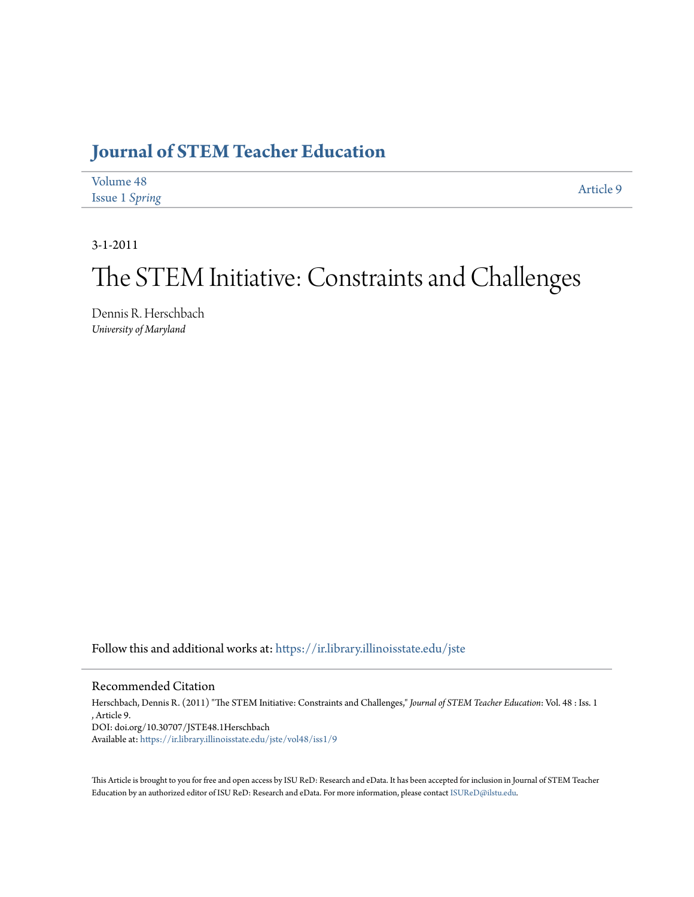# Journal of STEM Teacher Education

Volume 48
Issue 1 *Spring*

Article 9

3-1-2011

# The STEM Initiative: Constraints and Challenges

Dennis R. Herschbach
*University of Maryland*

Follow this and additional works at: https://ir.library.illinoisstate.edu/jste

## Recommended Citation

Herschbach, Dennis R. (2011) "The STEM Initiative: Constraints and Challenges," *Journal of STEM Teacher Education*: Vol. 48 : Iss. 1 , Article 9.
DOI: doi.org/10.30707/JSTE48.1Herschbach
Available at: https://ir.library.illinoisstate.edu/jste/vol48/iss1/9

This Article is brought to you for free and open access by ISU ReD: Research and eData. It has been accepted for inclusion in Journal of STEM Teacher Education by an authorized editor of ISU ReD: Research and eData. For more information, please contact ISUReD@ilstu.edu.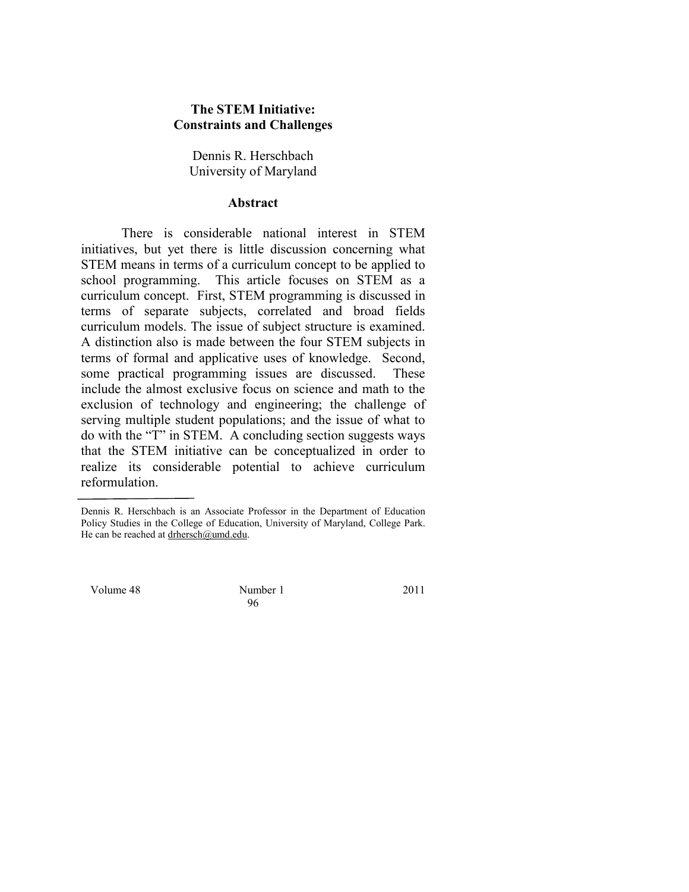# The STEM Initiative: Constraints and Challenges

Dennis R. Herschbach
University of Maryland

## Abstract

There is considerable national interest in STEM initiatives, but yet there is little discussion concerning what STEM means in terms of a curriculum concept to be applied to school programming. This article focuses on STEM as a curriculum concept. First, STEM programming is discussed in terms of separate subjects, correlated and broad fields curriculum models. The issue of subject structure is examined. A distinction also is made between the four STEM subjects in terms of formal and applicative uses of knowledge. Second, some practical programming issues are discussed. These include the almost exclusive focus on science and math to the exclusion of technology and engineering; the challenge of serving multiple student populations; and the issue of what to do with the "T" in STEM. A concluding section suggests ways that the STEM initiative can be conceptualized in order to realize its considerable potential to achieve curriculum reformulation.

---

Dennis R. Herschbach is an Associate Professor in the Department of Education Policy Studies in the College of Education, University of Maryland, College Park. He can be reached at drhersch@umd.edu.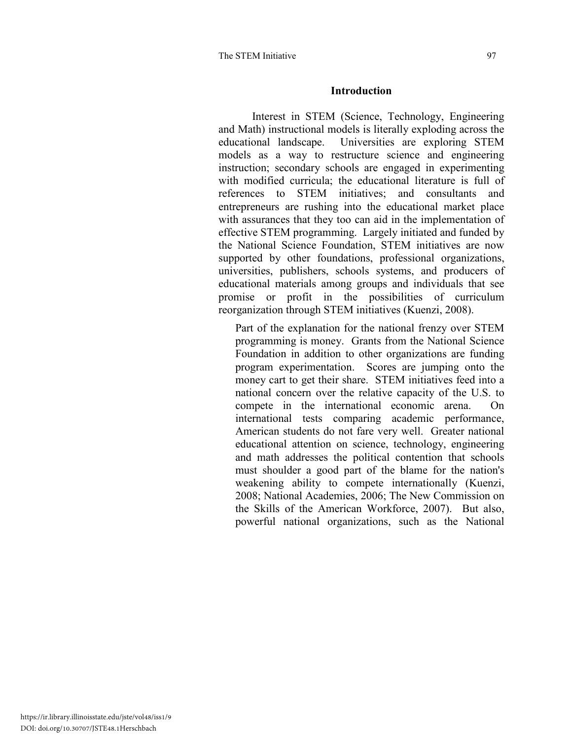## Introduction

Interest in STEM (Science, Technology, Engineering and Math) instructional models is literally exploding across the educational landscape. Universities are exploring STEM models as a way to restructure science and engineering instruction; secondary schools are engaged in experimenting with modified curricula; the educational literature is full of references to STEM initiatives; and consultants and entrepreneurs are rushing into the educational market place with assurances that they too can aid in the implementation of effective STEM programming. Largely initiated and funded by the National Science Foundation, STEM initiatives are now supported by other foundations, professional organizations, universities, publishers, schools systems, and producers of educational materials among groups and individuals that see promise or profit in the possibilities of curriculum reorganization through STEM initiatives (Kuenzi, 2008).

Part of the explanation for the national frenzy over STEM programming is money. Grants from the National Science Foundation in addition to other organizations are funding program experimentation. Scores are jumping onto the money cart to get their share. STEM initiatives feed into a national concern over the relative capacity of the U.S. to compete in the international economic arena. On international tests comparing academic performance, American students do not fare very well. Greater national educational attention on science, technology, engineering and math addresses the political contention that schools must shoulder a good part of the blame for the nation's weakening ability to compete internationally (Kuenzi, 2008; National Academies, 2006; The New Commission on the Skills of the American Workforce, 2007). But also, powerful national organizations, such as the National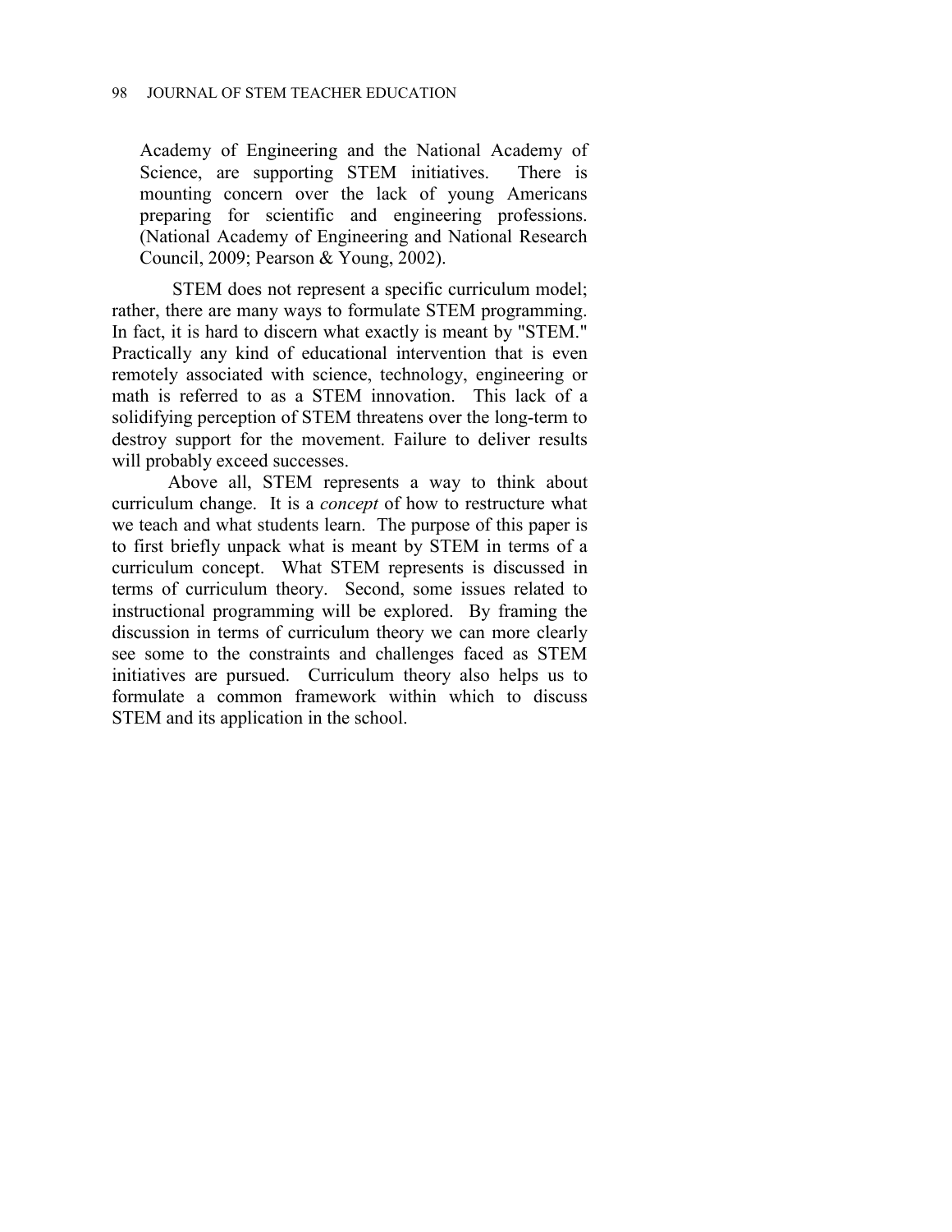Academy of Engineering and the National Academy of Science, are supporting STEM initiatives. There is mounting concern over the lack of young Americans preparing for scientific and engineering professions. (National Academy of Engineering and National Research Council, 2009; Pearson & Young, 2002).

STEM does not represent a specific curriculum model; rather, there are many ways to formulate STEM programming. In fact, it is hard to discern what exactly is meant by "STEM." Practically any kind of educational intervention that is even remotely associated with science, technology, engineering or math is referred to as a STEM innovation. This lack of a solidifying perception of STEM threatens over the long-term to destroy support for the movement. Failure to deliver results will probably exceed successes.

Above all, STEM represents a way to think about curriculum change. It is a *concept* of how to restructure what we teach and what students learn. The purpose of this paper is to first briefly unpack what is meant by STEM in terms of a curriculum concept. What STEM represents is discussed in terms of curriculum theory. Second, some issues related to instructional programming will be explored. By framing the discussion in terms of curriculum theory we can more clearly see some to the constraints and challenges faced as STEM initiatives are pursued. Curriculum theory also helps us to formulate a common framework within which to discuss STEM and its application in the school.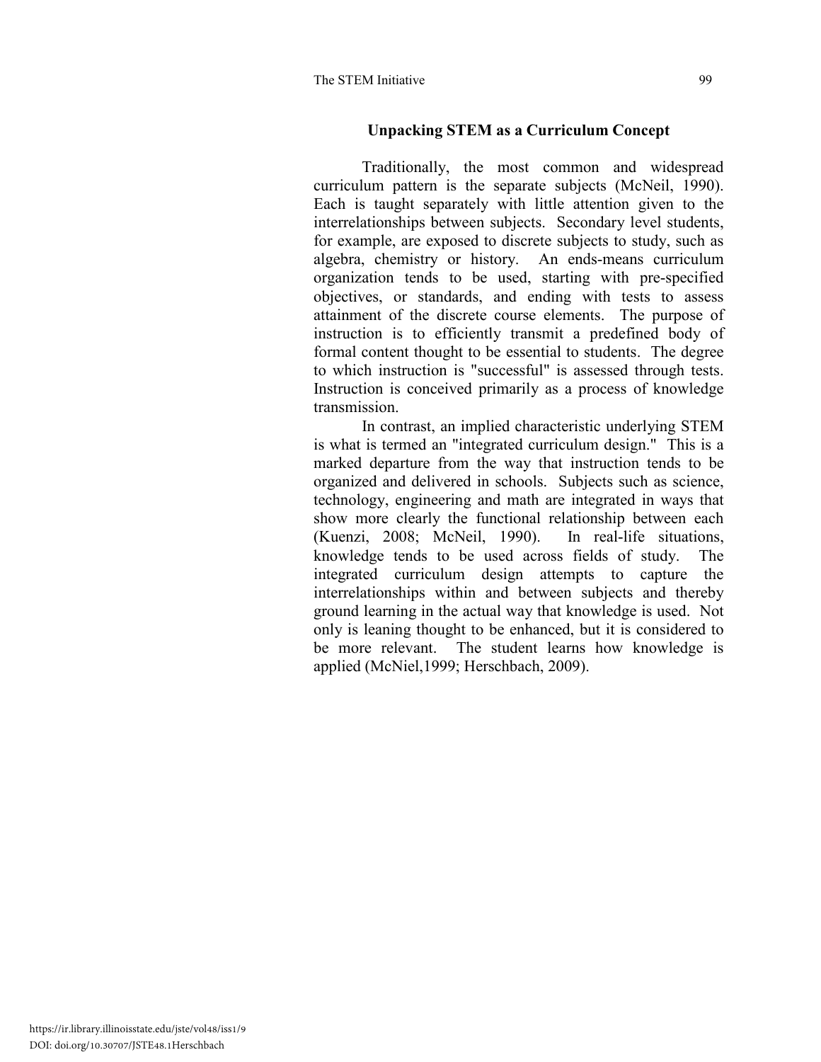## Unpacking STEM as a Curriculum Concept

Traditionally, the most common and widespread curriculum pattern is the separate subjects (McNeil, 1990). Each is taught separately with little attention given to the interrelationships between subjects. Secondary level students, for example, are exposed to discrete subjects to study, such as algebra, chemistry or history. An ends-means curriculum organization tends to be used, starting with pre-specified objectives, or standards, and ending with tests to assess attainment of the discrete course elements. The purpose of instruction is to efficiently transmit a predefined body of formal content thought to be essential to students. The degree to which instruction is "successful" is assessed through tests. Instruction is conceived primarily as a process of knowledge transmission.

In contrast, an implied characteristic underlying STEM is what is termed an "integrated curriculum design." This is a marked departure from the way that instruction tends to be organized and delivered in schools. Subjects such as science, technology, engineering and math are integrated in ways that show more clearly the functional relationship between each (Kuenzi, 2008; McNeil, 1990). In real-life situations, knowledge tends to be used across fields of study. The integrated curriculum design attempts to capture the interrelationships within and between subjects and thereby ground learning in the actual way that knowledge is used. Not only is leaning thought to be enhanced, but it is considered to be more relevant. The student learns how knowledge is applied (McNiel,1999; Herschbach, 2009).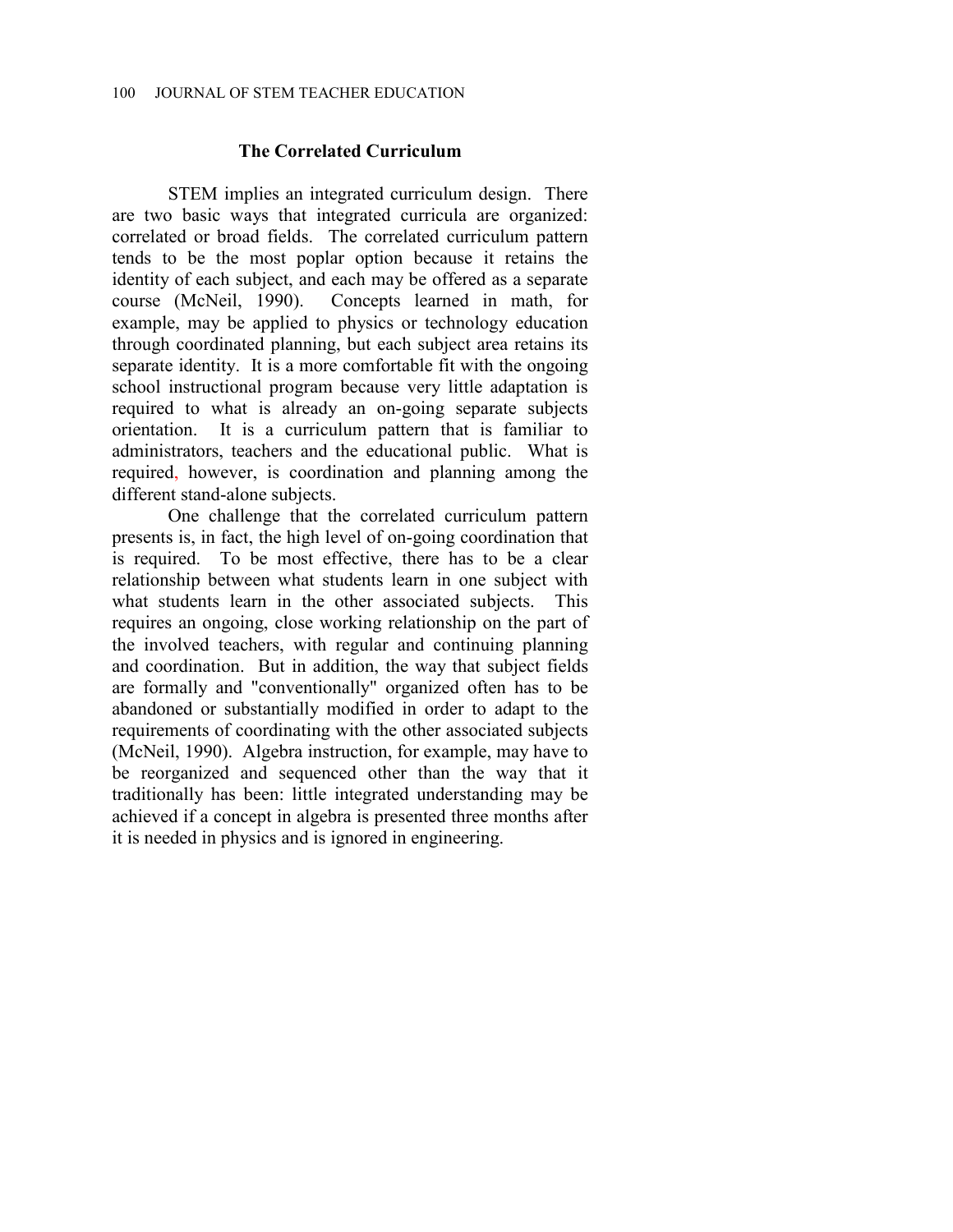## The Correlated Curriculum

STEM implies an integrated curriculum design. There are two basic ways that integrated curricula are organized: correlated or broad fields. The correlated curriculum pattern tends to be the most poplar option because it retains the identity of each subject, and each may be offered as a separate course (McNeil, 1990). Concepts learned in math, for example, may be applied to physics or technology education through coordinated planning, but each subject area retains its separate identity. It is a more comfortable fit with the ongoing school instructional program because very little adaptation is required to what is already an on-going separate subjects orientation. It is a curriculum pattern that is familiar to administrators, teachers and the educational public. What is required, however, is coordination and planning among the different stand-alone subjects.

One challenge that the correlated curriculum pattern presents is, in fact, the high level of on-going coordination that is required. To be most effective, there has to be a clear relationship between what students learn in one subject with what students learn in the other associated subjects. This requires an ongoing, close working relationship on the part of the involved teachers, with regular and continuing planning and coordination. But in addition, the way that subject fields are formally and "conventionally" organized often has to be abandoned or substantially modified in order to adapt to the requirements of coordinating with the other associated subjects (McNeil, 1990). Algebra instruction, for example, may have to be reorganized and sequenced other than the way that it traditionally has been: little integrated understanding may be achieved if a concept in algebra is presented three months after it is needed in physics and is ignored in engineering.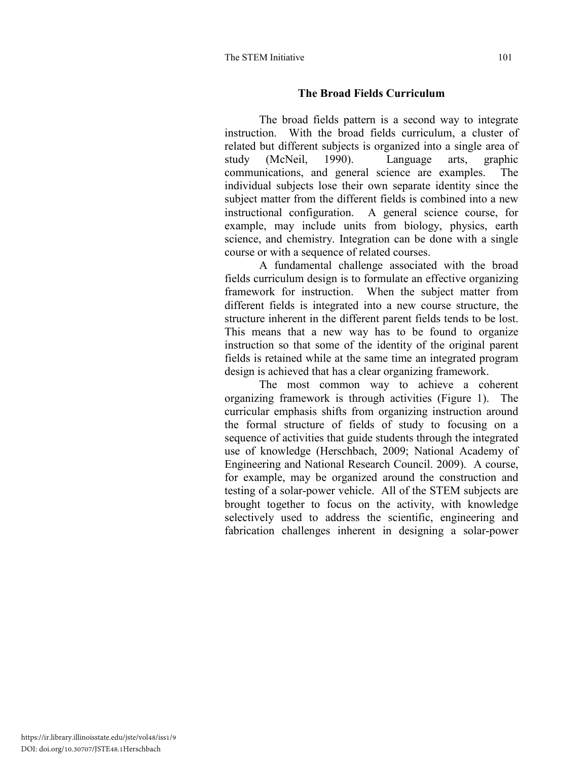## The Broad Fields Curriculum

The broad fields pattern is a second way to integrate instruction. With the broad fields curriculum, a cluster of related but different subjects is organized into a single area of study (McNeil, 1990). Language arts, graphic communications, and general science are examples. The individual subjects lose their own separate identity since the subject matter from the different fields is combined into a new instructional configuration. A general science course, for example, may include units from biology, physics, earth science, and chemistry. Integration can be done with a single course or with a sequence of related courses.

A fundamental challenge associated with the broad fields curriculum design is to formulate an effective organizing framework for instruction. When the subject matter from different fields is integrated into a new course structure, the structure inherent in the different parent fields tends to be lost. This means that a new way has to be found to organize instruction so that some of the identity of the original parent fields is retained while at the same time an integrated program design is achieved that has a clear organizing framework.

The most common way to achieve a coherent organizing framework is through activities (Figure 1). The curricular emphasis shifts from organizing instruction around the formal structure of fields of study to focusing on a sequence of activities that guide students through the integrated use of knowledge (Herschbach, 2009; National Academy of Engineering and National Research Council. 2009). A course, for example, may be organized around the construction and testing of a solar-power vehicle. All of the STEM subjects are brought together to focus on the activity, with knowledge selectively used to address the scientific, engineering and fabrication challenges inherent in designing a solar-power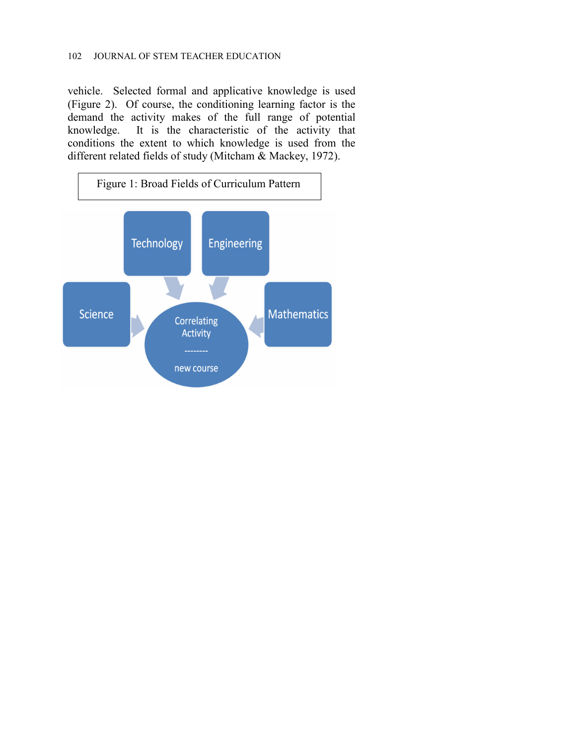vehicle. Selected formal and applicative knowledge is used (Figure 2). Of course, the conditioning learning factor is the demand the activity makes of the full range of potential knowledge. It is the characteristic of the activity that conditions the extent to which knowledge is used from the different related fields of study (Mitcham & Mackey, 1972).

Figure 1: Broad Fields of Curriculum Pattern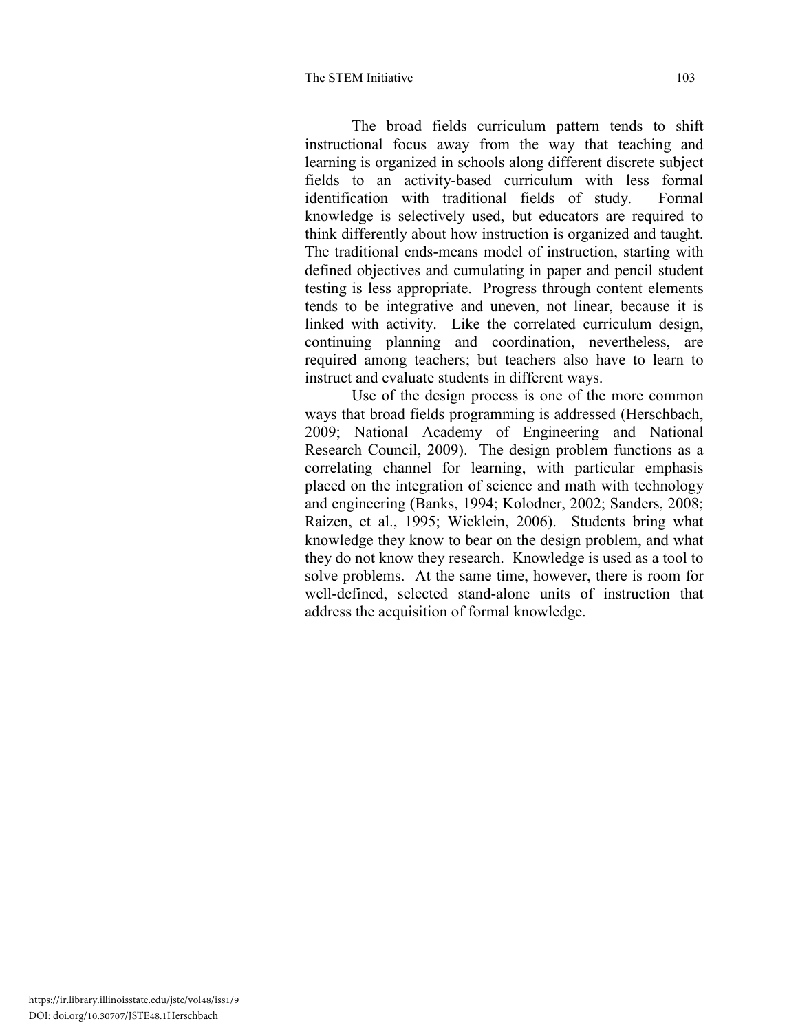The broad fields curriculum pattern tends to shift instructional focus away from the way that teaching and learning is organized in schools along different discrete subject fields to an activity-based curriculum with less formal identification with traditional fields of study. Formal knowledge is selectively used, but educators are required to think differently about how instruction is organized and taught. The traditional ends-means model of instruction, starting with defined objectives and cumulating in paper and pencil student testing is less appropriate. Progress through content elements tends to be integrative and uneven, not linear, because it is linked with activity. Like the correlated curriculum design, continuing planning and coordination, nevertheless, are required among teachers; but teachers also have to learn to instruct and evaluate students in different ways.

Use of the design process is one of the more common ways that broad fields programming is addressed (Herschbach, 2009; National Academy of Engineering and National Research Council, 2009). The design problem functions as a correlating channel for learning, with particular emphasis placed on the integration of science and math with technology and engineering (Banks, 1994; Kolodner, 2002; Sanders, 2008; Raizen, et al., 1995; Wicklein, 2006). Students bring what knowledge they know to bear on the design problem, and what they do not know they research. Knowledge is used as a tool to solve problems. At the same time, however, there is room for well-defined, selected stand-alone units of instruction that address the acquisition of formal knowledge.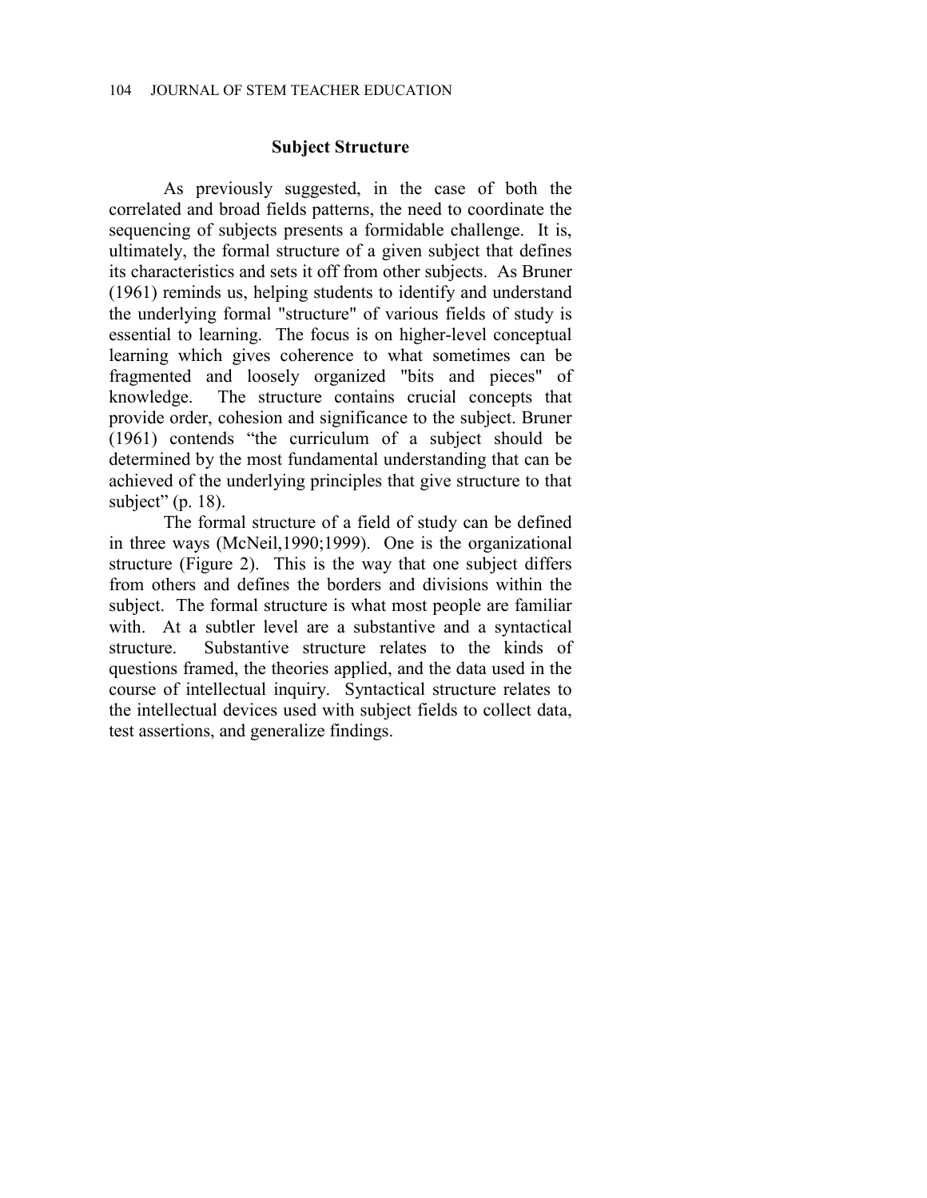## Subject Structure

As previously suggested, in the case of both the correlated and broad fields patterns, the need to coordinate the sequencing of subjects presents a formidable challenge. It is, ultimately, the formal structure of a given subject that defines its characteristics and sets it off from other subjects. As Bruner (1961) reminds us, helping students to identify and understand the underlying formal "structure" of various fields of study is essential to learning. The focus is on higher-level conceptual learning which gives coherence to what sometimes can be fragmented and loosely organized "bits and pieces" of knowledge. The structure contains crucial concepts that provide order, cohesion and significance to the subject. Bruner (1961) contends "the curriculum of a subject should be determined by the most fundamental understanding that can be achieved of the underlying principles that give structure to that subject" (p. 18).

The formal structure of a field of study can be defined in three ways (McNeil,1990;1999). One is the organizational structure (Figure 2). This is the way that one subject differs from others and defines the borders and divisions within the subject. The formal structure is what most people are familiar with. At a subtler level are a substantive and a syntactical structure. Substantive structure relates to the kinds of questions framed, the theories applied, and the data used in the course of intellectual inquiry. Syntactical structure relates to the intellectual devices used with subject fields to collect data, test assertions, and generalize findings.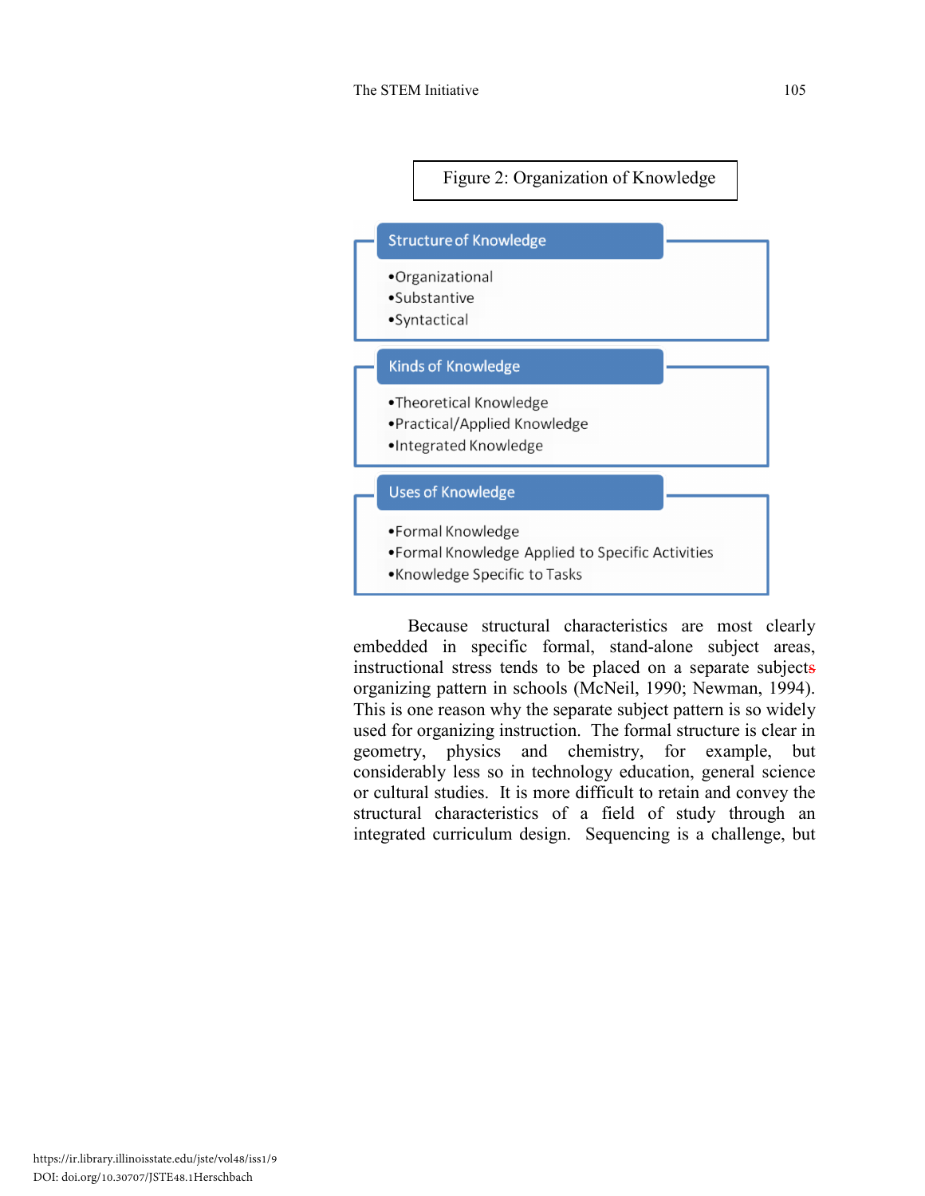Figure 2: Organization of Knowledge

**Structure of Knowledge**

- Organizational
- Substantive
- Syntactical

**Kinds of Knowledge**

- Theoretical Knowledge
- Practical/Applied Knowledge
- Integrated Knowledge

**Uses of Knowledge**

- Formal Knowledge
- Formal Knowledge Applied to Specific Activities
- Knowledge Specific to Tasks

Because structural characteristics are most clearly embedded in specific formal, stand-alone subject areas, instructional stress tends to be placed on a separate subjects organizing pattern in schools (McNeil, 1990; Newman, 1994). This is one reason why the separate subject pattern is so widely used for organizing instruction. The formal structure is clear in geometry, physics and chemistry, for example, but considerably less so in technology education, general science or cultural studies. It is more difficult to retain and convey the structural characteristics of a field of study through an integrated curriculum design. Sequencing is a challenge, but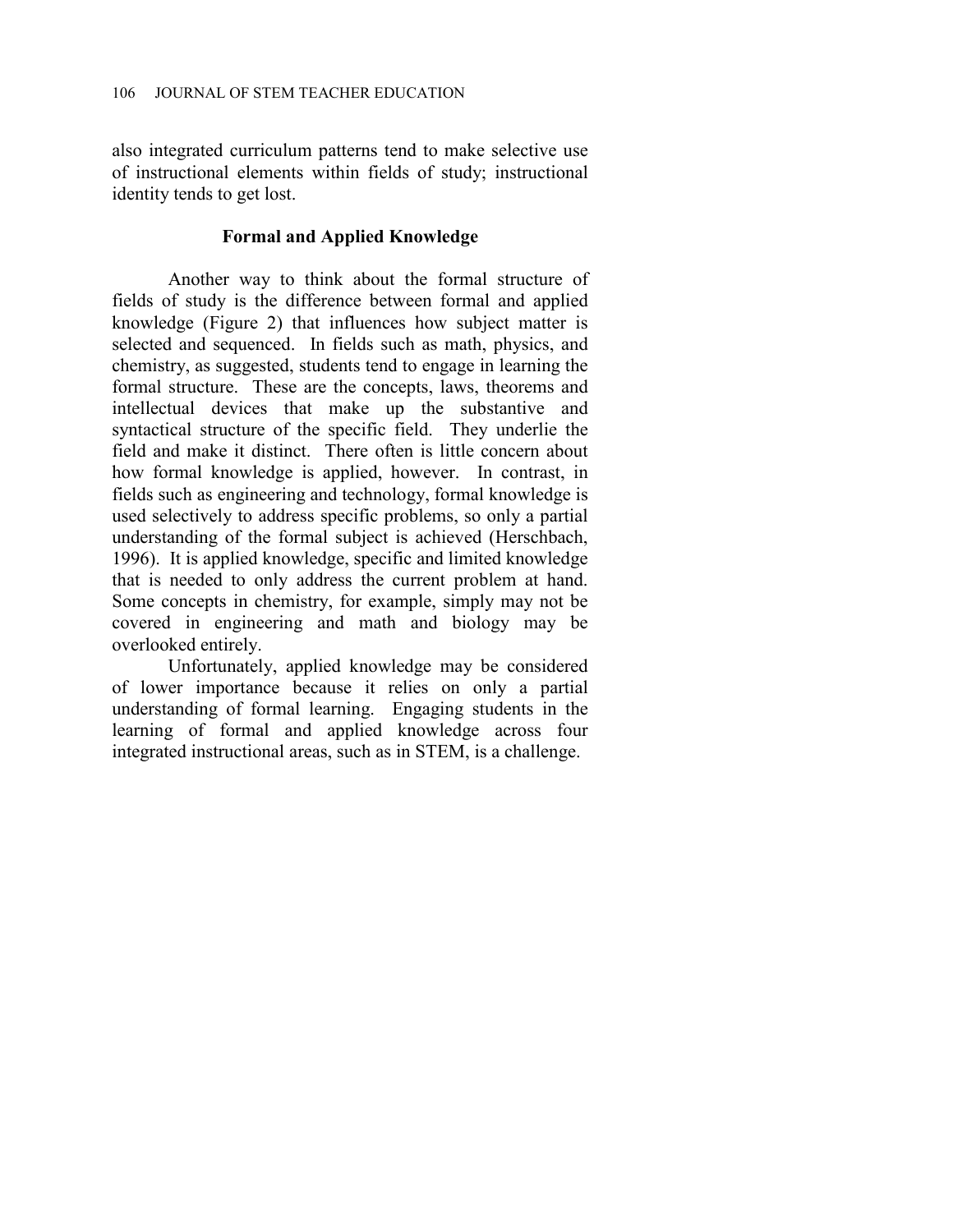also integrated curriculum patterns tend to make selective use of instructional elements within fields of study; instructional identity tends to get lost.

## Formal and Applied Knowledge

Another way to think about the formal structure of fields of study is the difference between formal and applied knowledge (Figure 2) that influences how subject matter is selected and sequenced. In fields such as math, physics, and chemistry, as suggested, students tend to engage in learning the formal structure. These are the concepts, laws, theorems and intellectual devices that make up the substantive and syntactical structure of the specific field. They underlie the field and make it distinct. There often is little concern about how formal knowledge is applied, however. In contrast, in fields such as engineering and technology, formal knowledge is used selectively to address specific problems, so only a partial understanding of the formal subject is achieved (Herschbach, 1996). It is applied knowledge, specific and limited knowledge that is needed to only address the current problem at hand. Some concepts in chemistry, for example, simply may not be covered in engineering and math and biology may be overlooked entirely.

Unfortunately, applied knowledge may be considered of lower importance because it relies on only a partial understanding of formal learning. Engaging students in the learning of formal and applied knowledge across four integrated instructional areas, such as in STEM, is a challenge.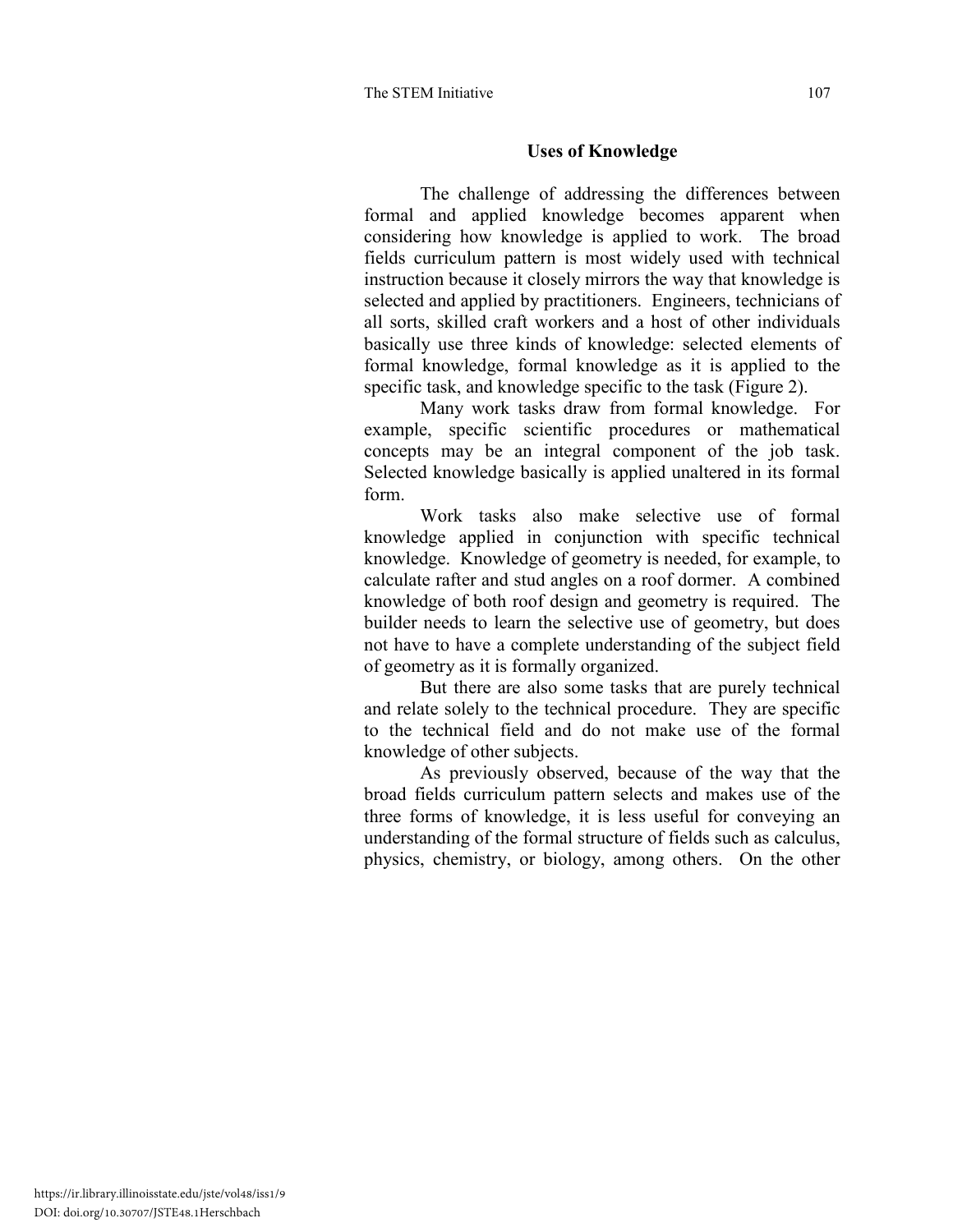## Uses of Knowledge

The challenge of addressing the differences between formal and applied knowledge becomes apparent when considering how knowledge is applied to work. The broad fields curriculum pattern is most widely used with technical instruction because it closely mirrors the way that knowledge is selected and applied by practitioners. Engineers, technicians of all sorts, skilled craft workers and a host of other individuals basically use three kinds of knowledge: selected elements of formal knowledge, formal knowledge as it is applied to the specific task, and knowledge specific to the task (Figure 2).

Many work tasks draw from formal knowledge. For example, specific scientific procedures or mathematical concepts may be an integral component of the job task. Selected knowledge basically is applied unaltered in its formal form.

Work tasks also make selective use of formal knowledge applied in conjunction with specific technical knowledge. Knowledge of geometry is needed, for example, to calculate rafter and stud angles on a roof dormer. A combined knowledge of both roof design and geometry is required. The builder needs to learn the selective use of geometry, but does not have to have a complete understanding of the subject field of geometry as it is formally organized.

But there are also some tasks that are purely technical and relate solely to the technical procedure. They are specific to the technical field and do not make use of the formal knowledge of other subjects.

As previously observed, because of the way that the broad fields curriculum pattern selects and makes use of the three forms of knowledge, it is less useful for conveying an understanding of the formal structure of fields such as calculus, physics, chemistry, or biology, among others. On the other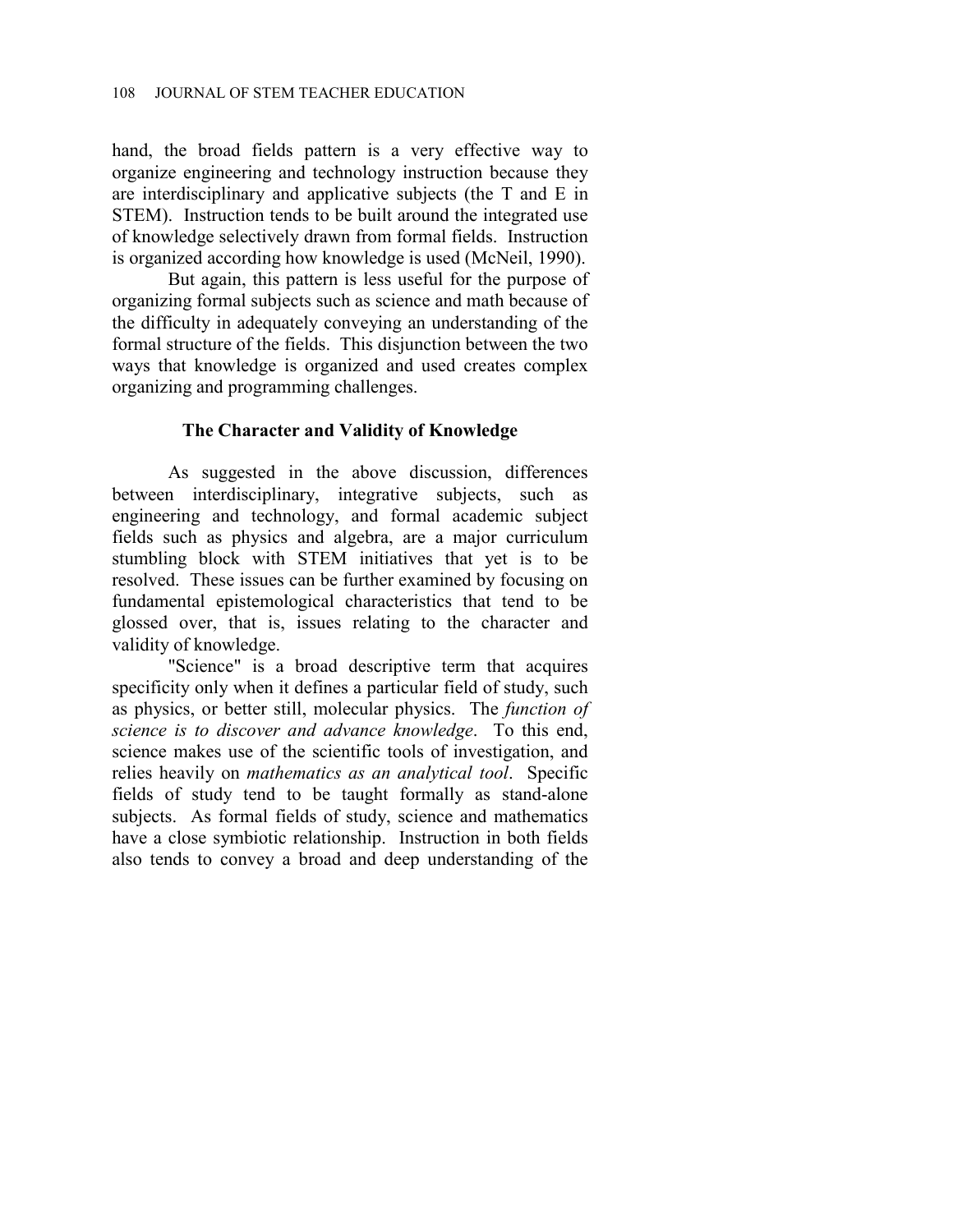hand, the broad fields pattern is a very effective way to organize engineering and technology instruction because they are interdisciplinary and applicative subjects (the T and E in STEM). Instruction tends to be built around the integrated use of knowledge selectively drawn from formal fields. Instruction is organized according how knowledge is used (McNeil, 1990).

But again, this pattern is less useful for the purpose of organizing formal subjects such as science and math because of the difficulty in adequately conveying an understanding of the formal structure of the fields. This disjunction between the two ways that knowledge is organized and used creates complex organizing and programming challenges.

## The Character and Validity of Knowledge

As suggested in the above discussion, differences between interdisciplinary, integrative subjects, such as engineering and technology, and formal academic subject fields such as physics and algebra, are a major curriculum stumbling block with STEM initiatives that yet is to be resolved. These issues can be further examined by focusing on fundamental epistemological characteristics that tend to be glossed over, that is, issues relating to the character and validity of knowledge.

"Science" is a broad descriptive term that acquires specificity only when it defines a particular field of study, such as physics, or better still, molecular physics. The *function of science is to discover and advance knowledge*. To this end, science makes use of the scientific tools of investigation, and relies heavily on *mathematics as an analytical tool*. Specific fields of study tend to be taught formally as stand-alone subjects. As formal fields of study, science and mathematics have a close symbiotic relationship. Instruction in both fields also tends to convey a broad and deep understanding of the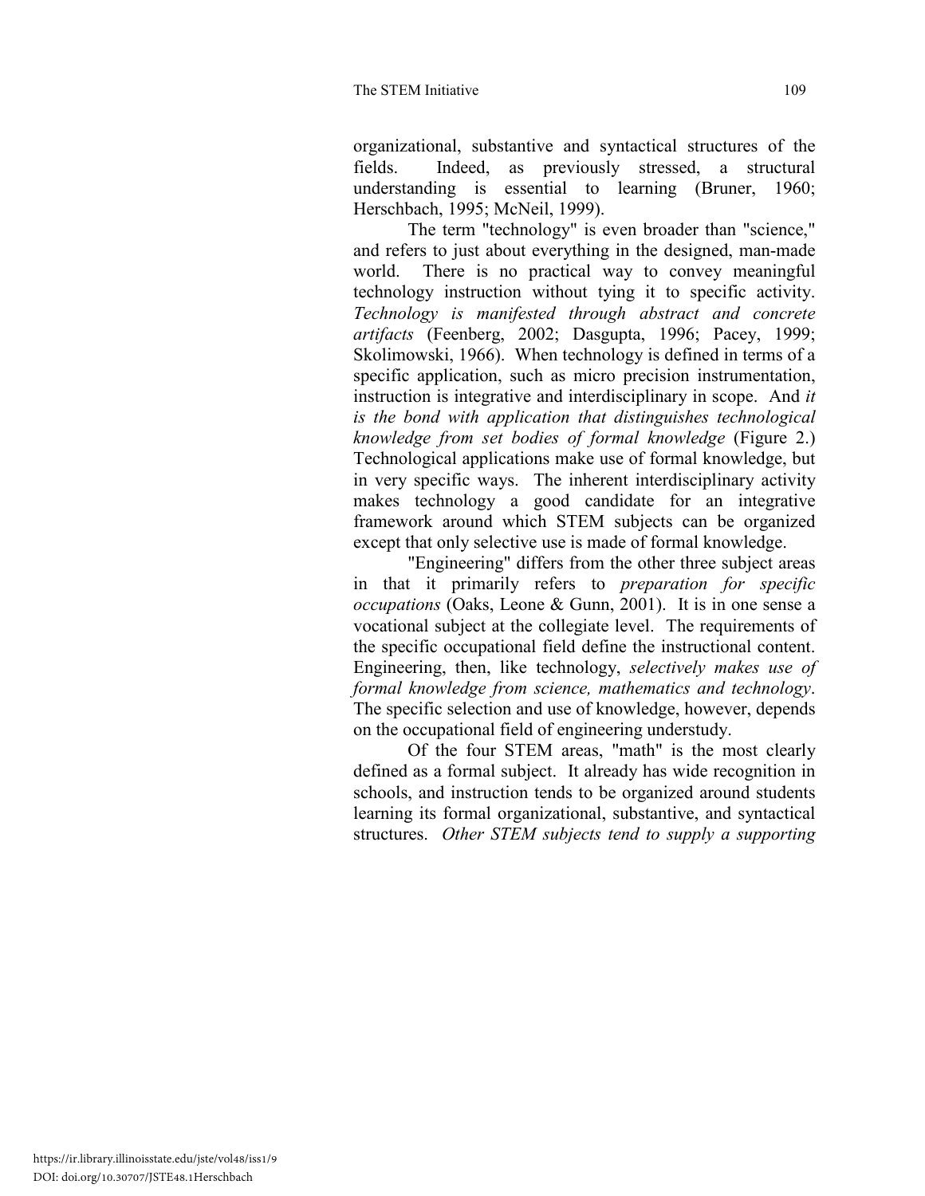organizational, substantive and syntactical structures of the fields. Indeed, as previously stressed, a structural understanding is essential to learning (Bruner, 1960; Herschbach, 1995; McNeil, 1999).

The term "technology" is even broader than "science," and refers to just about everything in the designed, man-made world. There is no practical way to convey meaningful technology instruction without tying it to specific activity. *Technology is manifested through abstract and concrete artifacts* (Feenberg, 2002; Dasgupta, 1996; Pacey, 1999; Skolimowski, 1966). When technology is defined in terms of a specific application, such as micro precision instrumentation, instruction is integrative and interdisciplinary in scope. And *it is the bond with application that distinguishes technological knowledge from set bodies of formal knowledge* (Figure 2.) Technological applications make use of formal knowledge, but in very specific ways. The inherent interdisciplinary activity makes technology a good candidate for an integrative framework around which STEM subjects can be organized except that only selective use is made of formal knowledge.

"Engineering" differs from the other three subject areas in that it primarily refers to *preparation for specific occupations* (Oaks, Leone & Gunn, 2001). It is in one sense a vocational subject at the collegiate level. The requirements of the specific occupational field define the instructional content. Engineering, then, like technology, *selectively makes use of formal knowledge from science, mathematics and technology*. The specific selection and use of knowledge, however, depends on the occupational field of engineering understudy.

Of the four STEM areas, "math" is the most clearly defined as a formal subject. It already has wide recognition in schools, and instruction tends to be organized around students learning its formal organizational, substantive, and syntactical structures. *Other STEM subjects tend to supply a supporting*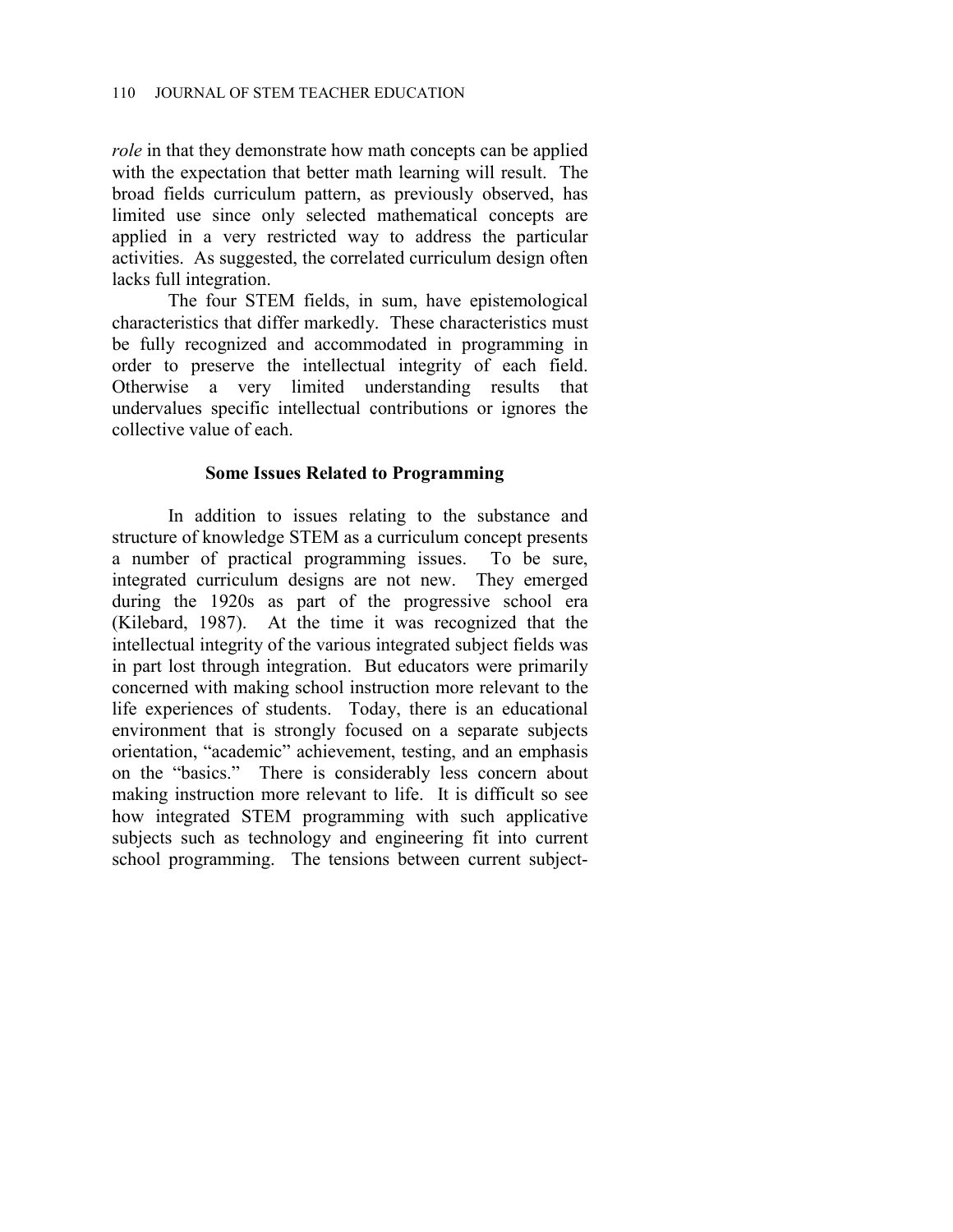*role* in that they demonstrate how math concepts can be applied with the expectation that better math learning will result. The broad fields curriculum pattern, as previously observed, has limited use since only selected mathematical concepts are applied in a very restricted way to address the particular activities. As suggested, the correlated curriculum design often lacks full integration.

The four STEM fields, in sum, have epistemological characteristics that differ markedly. These characteristics must be fully recognized and accommodated in programming in order to preserve the intellectual integrity of each field. Otherwise a very limited understanding results that undervalues specific intellectual contributions or ignores the collective value of each.

### Some Issues Related to Programming

In addition to issues relating to the substance and structure of knowledge STEM as a curriculum concept presents a number of practical programming issues. To be sure, integrated curriculum designs are not new. They emerged during the 1920s as part of the progressive school era (Kilebard, 1987). At the time it was recognized that the intellectual integrity of the various integrated subject fields was in part lost through integration. But educators were primarily concerned with making school instruction more relevant to the life experiences of students. Today, there is an educational environment that is strongly focused on a separate subjects orientation, "academic" achievement, testing, and an emphasis on the "basics." There is considerably less concern about making instruction more relevant to life. It is difficult so see how integrated STEM programming with such applicative subjects such as technology and engineering fit into current school programming. The tensions between current subject-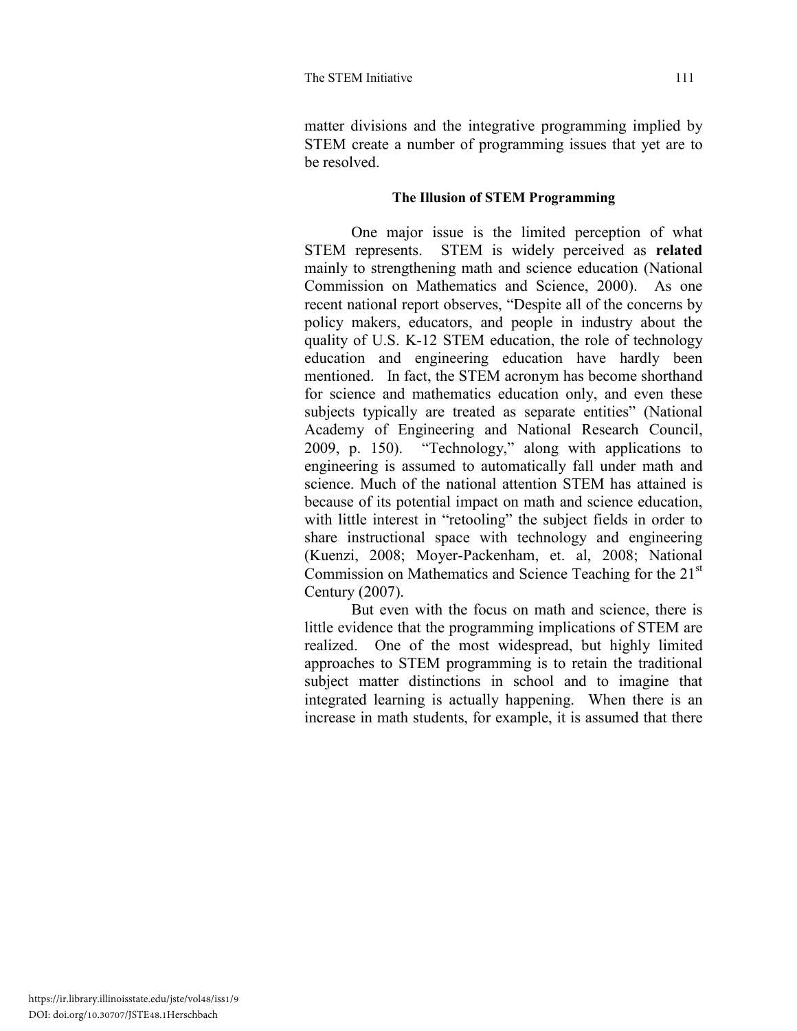matter divisions and the integrative programming implied by STEM create a number of programming issues that yet are to be resolved.

### The Illusion of STEM Programming

One major issue is the limited perception of what STEM represents. STEM is widely perceived as **related** mainly to strengthening math and science education (National Commission on Mathematics and Science, 2000). As one recent national report observes, “Despite all of the concerns by policy makers, educators, and people in industry about the quality of U.S. K-12 STEM education, the role of technology education and engineering education have hardly been mentioned. In fact, the STEM acronym has become shorthand for science and mathematics education only, and even these subjects typically are treated as separate entities” (National Academy of Engineering and National Research Council, 2009, p. 150). “Technology,” along with applications to engineering is assumed to automatically fall under math and science. Much of the national attention STEM has attained is because of its potential impact on math and science education, with little interest in “retooling” the subject fields in order to share instructional space with technology and engineering (Kuenzi, 2008; Moyer-Packenham, et. al, 2008; National Commission on Mathematics and Science Teaching for the 21st Century (2007).

But even with the focus on math and science, there is little evidence that the programming implications of STEM are realized. One of the most widespread, but highly limited approaches to STEM programming is to retain the traditional subject matter distinctions in school and to imagine that integrated learning is actually happening. When there is an increase in math students, for example, it is assumed that there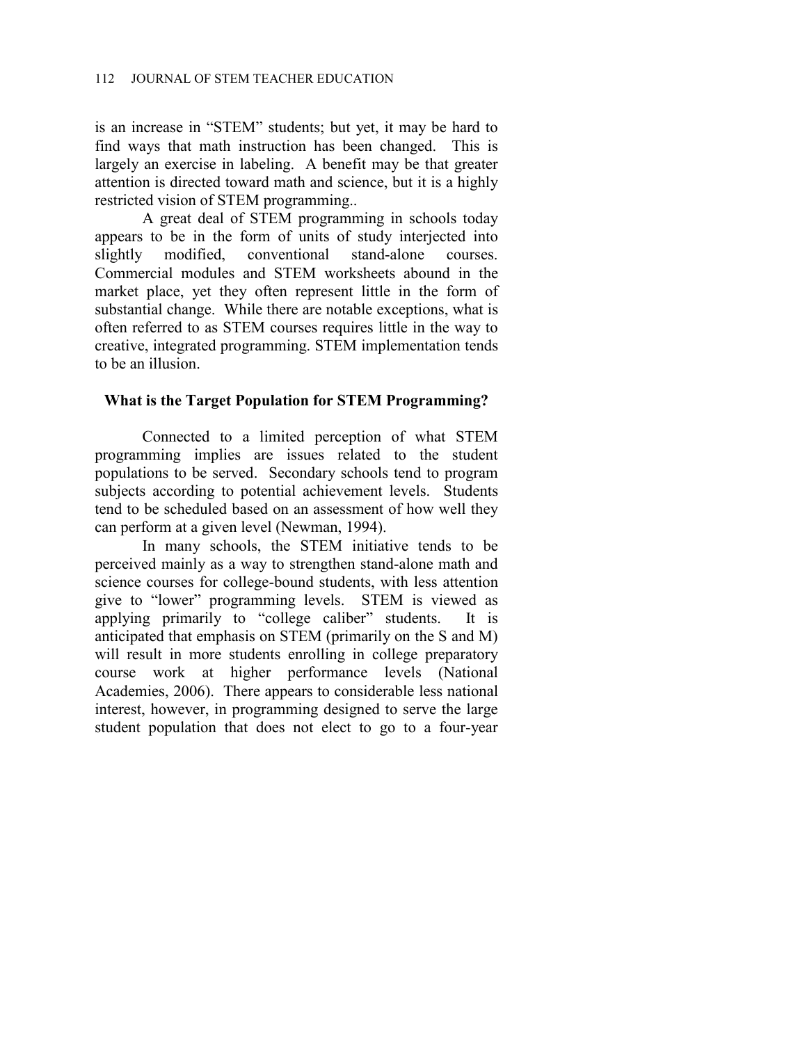is an increase in "STEM" students; but yet, it may be hard to find ways that math instruction has been changed. This is largely an exercise in labeling. A benefit may be that greater attention is directed toward math and science, but it is a highly restricted vision of STEM programming..

A great deal of STEM programming in schools today appears to be in the form of units of study interjected into slightly modified, conventional stand-alone courses. Commercial modules and STEM worksheets abound in the market place, yet they often represent little in the form of substantial change. While there are notable exceptions, what is often referred to as STEM courses requires little in the way to creative, integrated programming. STEM implementation tends to be an illusion.

## What is the Target Population for STEM Programming?

Connected to a limited perception of what STEM programming implies are issues related to the student populations to be served. Secondary schools tend to program subjects according to potential achievement levels. Students tend to be scheduled based on an assessment of how well they can perform at a given level (Newman, 1994).

In many schools, the STEM initiative tends to be perceived mainly as a way to strengthen stand-alone math and science courses for college-bound students, with less attention give to "lower" programming levels. STEM is viewed as applying primarily to "college caliber" students. It is anticipated that emphasis on STEM (primarily on the S and M) will result in more students enrolling in college preparatory course work at higher performance levels (National Academies, 2006). There appears to considerable less national interest, however, in programming designed to serve the large student population that does not elect to go to a four-year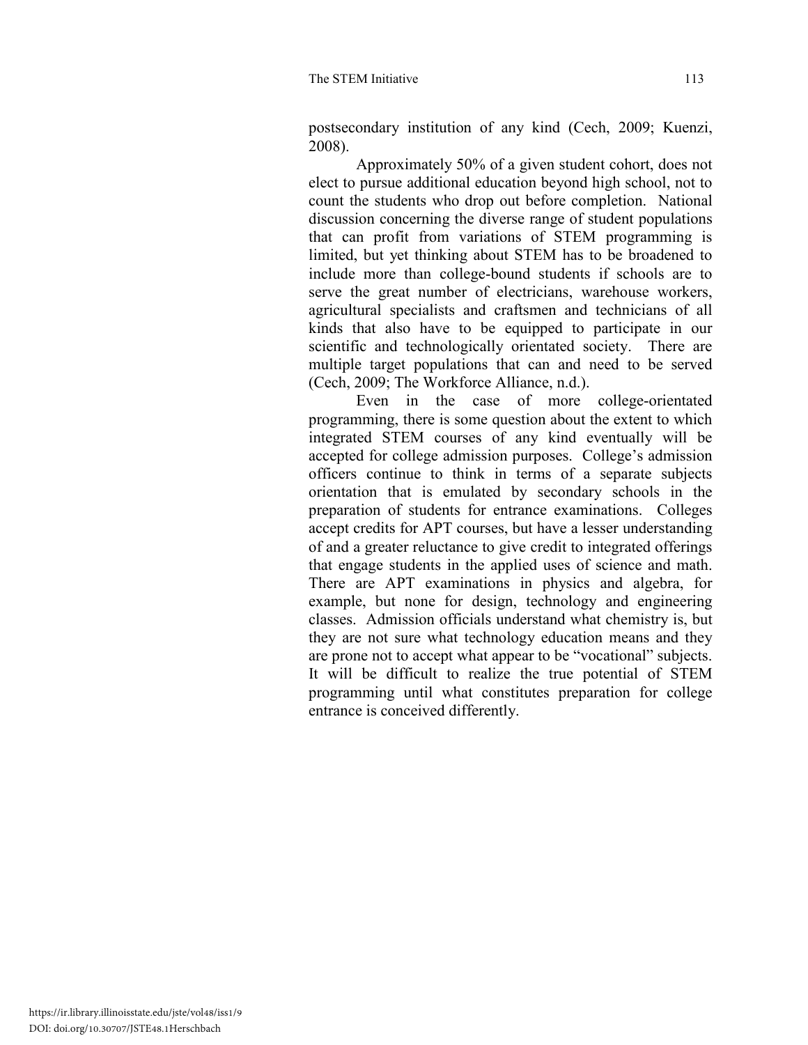postsecondary institution of any kind (Cech, 2009; Kuenzi, 2008).

Approximately 50% of a given student cohort, does not elect to pursue additional education beyond high school, not to count the students who drop out before completion. National discussion concerning the diverse range of student populations that can profit from variations of STEM programming is limited, but yet thinking about STEM has to be broadened to include more than college-bound students if schools are to serve the great number of electricians, warehouse workers, agricultural specialists and craftsmen and technicians of all kinds that also have to be equipped to participate in our scientific and technologically orientated society. There are multiple target populations that can and need to be served (Cech, 2009; The Workforce Alliance, n.d.).

Even in the case of more college-orientated programming, there is some question about the extent to which integrated STEM courses of any kind eventually will be accepted for college admission purposes. College's admission officers continue to think in terms of a separate subjects orientation that is emulated by secondary schools in the preparation of students for entrance examinations. Colleges accept credits for APT courses, but have a lesser understanding of and a greater reluctance to give credit to integrated offerings that engage students in the applied uses of science and math. There are APT examinations in physics and algebra, for example, but none for design, technology and engineering classes. Admission officials understand what chemistry is, but they are not sure what technology education means and they are prone not to accept what appear to be "vocational" subjects. It will be difficult to realize the true potential of STEM programming until what constitutes preparation for college entrance is conceived differently.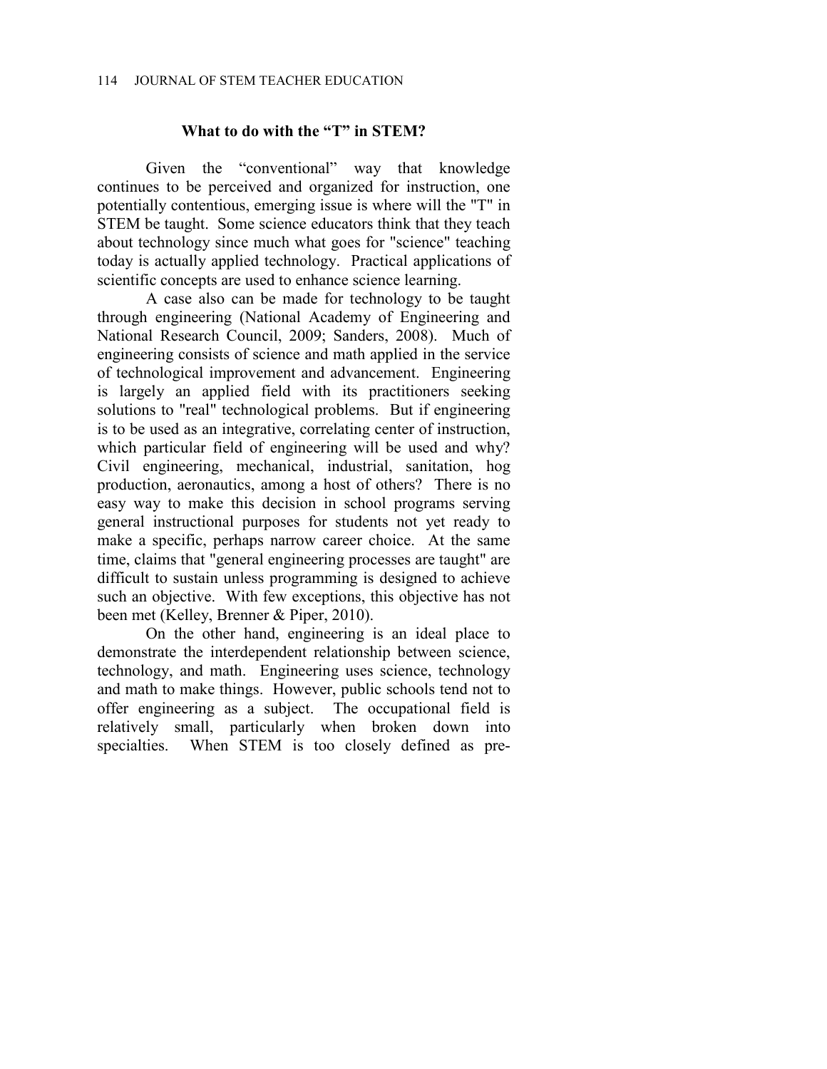## What to do with the "T" in STEM?

Given the "conventional" way that knowledge continues to be perceived and organized for instruction, one potentially contentious, emerging issue is where will the "T" in STEM be taught. Some science educators think that they teach about technology since much what goes for "science" teaching today is actually applied technology. Practical applications of scientific concepts are used to enhance science learning.

A case also can be made for technology to be taught through engineering (National Academy of Engineering and National Research Council, 2009; Sanders, 2008). Much of engineering consists of science and math applied in the service of technological improvement and advancement. Engineering is largely an applied field with its practitioners seeking solutions to "real" technological problems. But if engineering is to be used as an integrative, correlating center of instruction, which particular field of engineering will be used and why? Civil engineering, mechanical, industrial, sanitation, hog production, aeronautics, among a host of others? There is no easy way to make this decision in school programs serving general instructional purposes for students not yet ready to make a specific, perhaps narrow career choice. At the same time, claims that "general engineering processes are taught" are difficult to sustain unless programming is designed to achieve such an objective. With few exceptions, this objective has not been met (Kelley, Brenner & Piper, 2010).

On the other hand, engineering is an ideal place to demonstrate the interdependent relationship between science, technology, and math. Engineering uses science, technology and math to make things. However, public schools tend not to offer engineering as a subject. The occupational field is relatively small, particularly when broken down into specialties. When STEM is too closely defined as pre-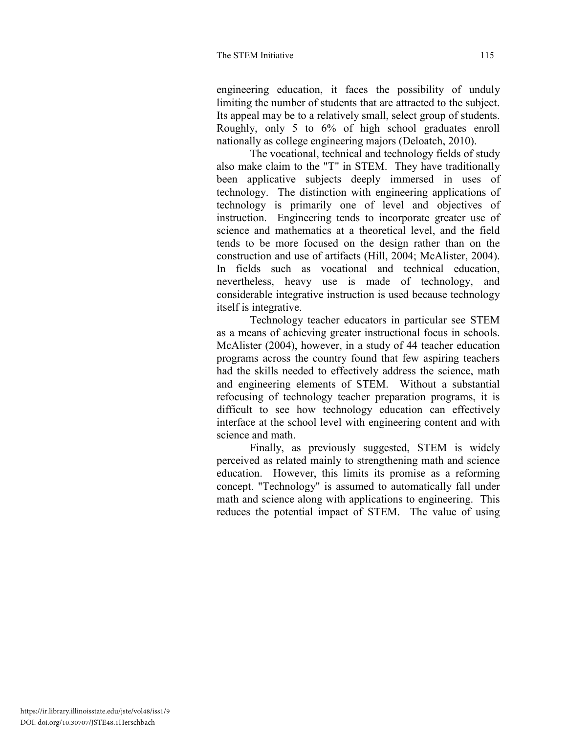engineering education, it faces the possibility of unduly limiting the number of students that are attracted to the subject. Its appeal may be to a relatively small, select group of students. Roughly, only 5 to 6% of high school graduates enroll nationally as college engineering majors (Deloatch, 2010).

The vocational, technical and technology fields of study also make claim to the "T" in STEM. They have traditionally been applicative subjects deeply immersed in uses of technology. The distinction with engineering applications of technology is primarily one of level and objectives of instruction. Engineering tends to incorporate greater use of science and mathematics at a theoretical level, and the field tends to be more focused on the design rather than on the construction and use of artifacts (Hill, 2004; McAlister, 2004). In fields such as vocational and technical education, nevertheless, heavy use is made of technology, and considerable integrative instruction is used because technology itself is integrative.

Technology teacher educators in particular see STEM as a means of achieving greater instructional focus in schools. McAlister (2004), however, in a study of 44 teacher education programs across the country found that few aspiring teachers had the skills needed to effectively address the science, math and engineering elements of STEM. Without a substantial refocusing of technology teacher preparation programs, it is difficult to see how technology education can effectively interface at the school level with engineering content and with science and math.

Finally, as previously suggested, STEM is widely perceived as related mainly to strengthening math and science education. However, this limits its promise as a reforming concept. "Technology" is assumed to automatically fall under math and science along with applications to engineering. This reduces the potential impact of STEM. The value of using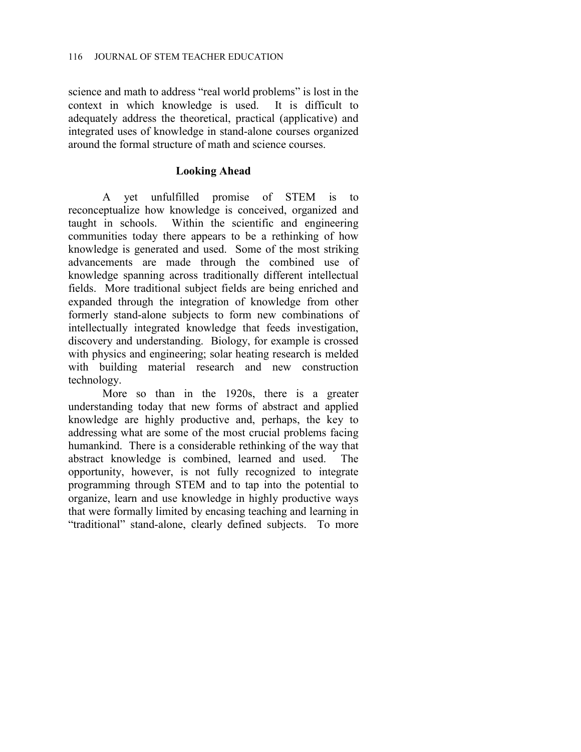science and math to address "real world problems" is lost in the context in which knowledge is used. It is difficult to adequately address the theoretical, practical (applicative) and integrated uses of knowledge in stand-alone courses organized around the formal structure of math and science courses.

## Looking Ahead

A yet unfulfilled promise of STEM is to reconceptualize how knowledge is conceived, organized and taught in schools. Within the scientific and engineering communities today there appears to be a rethinking of how knowledge is generated and used. Some of the most striking advancements are made through the combined use of knowledge spanning across traditionally different intellectual fields. More traditional subject fields are being enriched and expanded through the integration of knowledge from other formerly stand-alone subjects to form new combinations of intellectually integrated knowledge that feeds investigation, discovery and understanding. Biology, for example is crossed with physics and engineering; solar heating research is melded with building material research and new construction technology.

More so than in the 1920s, there is a greater understanding today that new forms of abstract and applied knowledge are highly productive and, perhaps, the key to addressing what are some of the most crucial problems facing humankind. There is a considerable rethinking of the way that abstract knowledge is combined, learned and used. The opportunity, however, is not fully recognized to integrate programming through STEM and to tap into the potential to organize, learn and use knowledge in highly productive ways that were formally limited by encasing teaching and learning in "traditional" stand-alone, clearly defined subjects. To more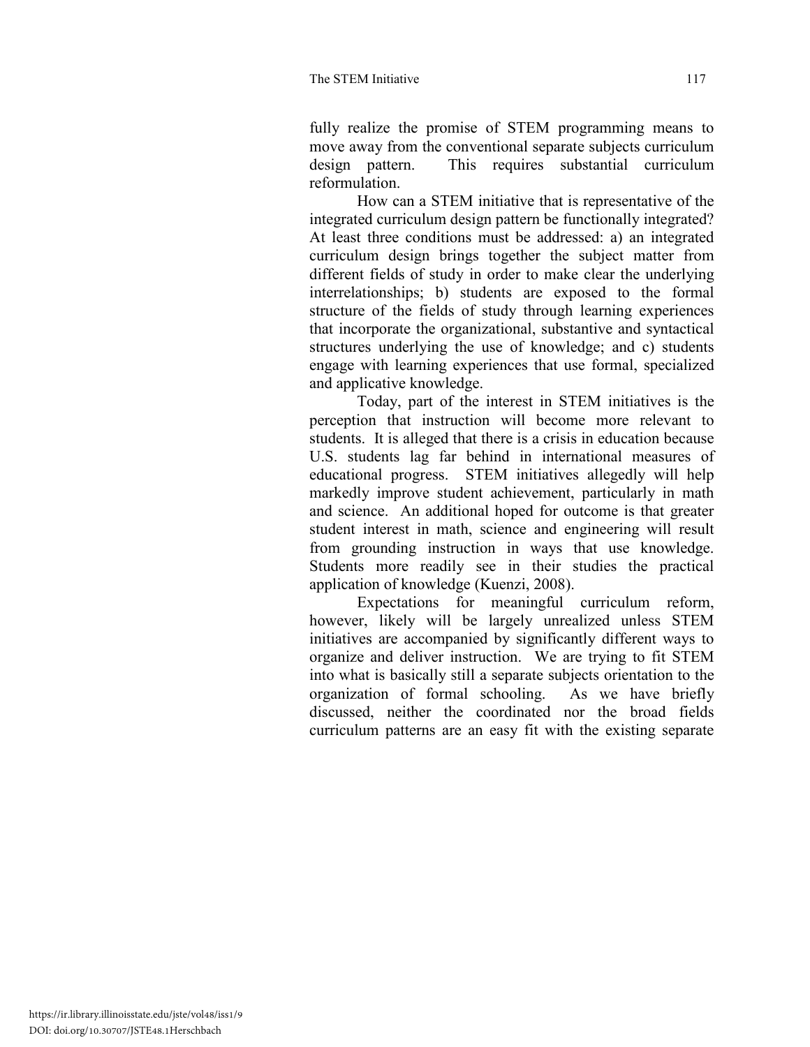fully realize the promise of STEM programming means to move away from the conventional separate subjects curriculum design pattern. This requires substantial curriculum reformulation.

How can a STEM initiative that is representative of the integrated curriculum design pattern be functionally integrated? At least three conditions must be addressed: a) an integrated curriculum design brings together the subject matter from different fields of study in order to make clear the underlying interrelationships; b) students are exposed to the formal structure of the fields of study through learning experiences that incorporate the organizational, substantive and syntactical structures underlying the use of knowledge; and c) students engage with learning experiences that use formal, specialized and applicative knowledge.

Today, part of the interest in STEM initiatives is the perception that instruction will become more relevant to students. It is alleged that there is a crisis in education because U.S. students lag far behind in international measures of educational progress. STEM initiatives allegedly will help markedly improve student achievement, particularly in math and science. An additional hoped for outcome is that greater student interest in math, science and engineering will result from grounding instruction in ways that use knowledge. Students more readily see in their studies the practical application of knowledge (Kuenzi, 2008).

Expectations for meaningful curriculum reform, however, likely will be largely unrealized unless STEM initiatives are accompanied by significantly different ways to organize and deliver instruction. We are trying to fit STEM into what is basically still a separate subjects orientation to the organization of formal schooling. As we have briefly discussed, neither the coordinated nor the broad fields curriculum patterns are an easy fit with the existing separate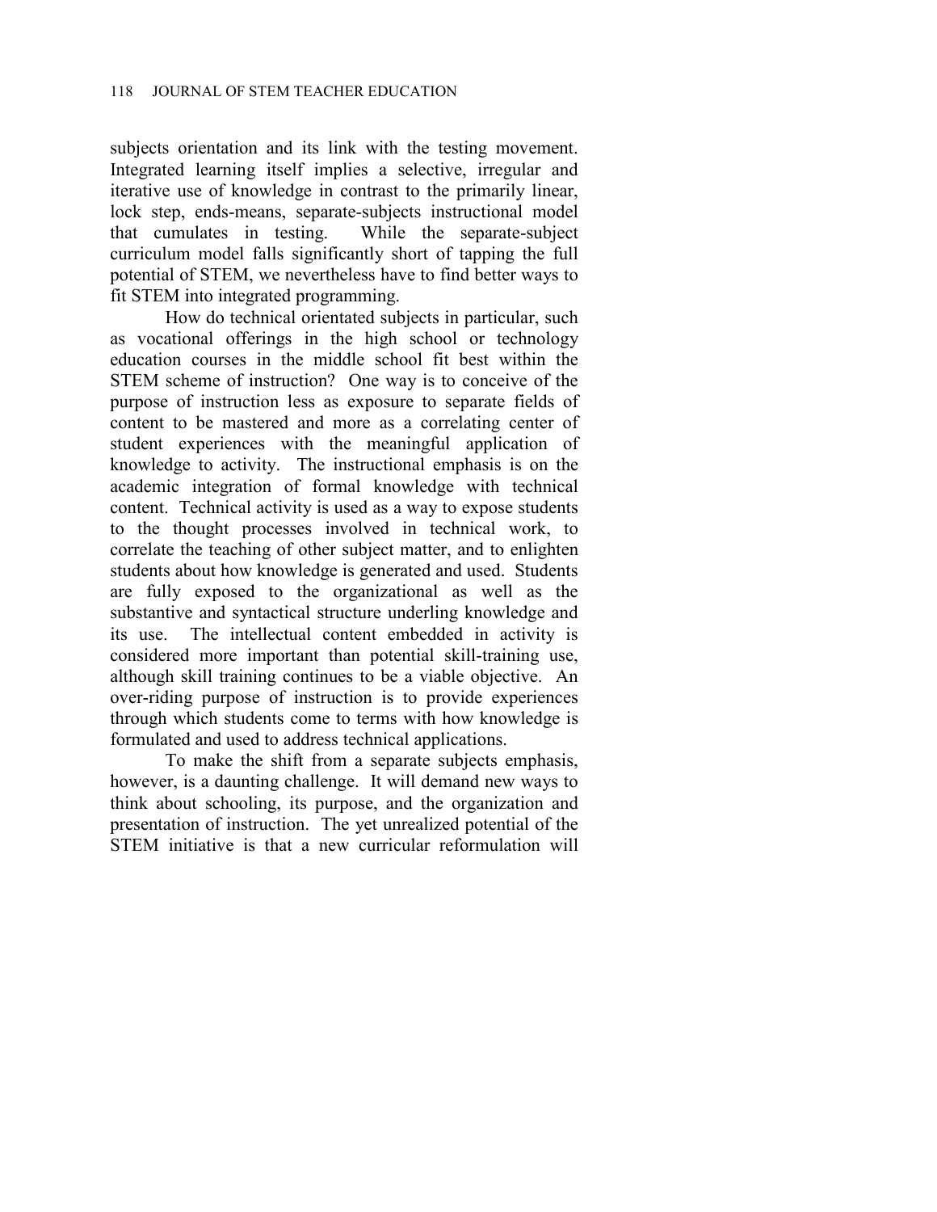subjects orientation and its link with the testing movement. Integrated learning itself implies a selective, irregular and iterative use of knowledge in contrast to the primarily linear, lock step, ends-means, separate-subjects instructional model that cumulates in testing. While the separate-subject curriculum model falls significantly short of tapping the full potential of STEM, we nevertheless have to find better ways to fit STEM into integrated programming.

How do technical orientated subjects in particular, such as vocational offerings in the high school or technology education courses in the middle school fit best within the STEM scheme of instruction? One way is to conceive of the purpose of instruction less as exposure to separate fields of content to be mastered and more as a correlating center of student experiences with the meaningful application of knowledge to activity. The instructional emphasis is on the academic integration of formal knowledge with technical content. Technical activity is used as a way to expose students to the thought processes involved in technical work, to correlate the teaching of other subject matter, and to enlighten students about how knowledge is generated and used. Students are fully exposed to the organizational as well as the substantive and syntactical structure underling knowledge and its use. The intellectual content embedded in activity is considered more important than potential skill-training use, although skill training continues to be a viable objective. An over-riding purpose of instruction is to provide experiences through which students come to terms with how knowledge is formulated and used to address technical applications.

To make the shift from a separate subjects emphasis, however, is a daunting challenge. It will demand new ways to think about schooling, its purpose, and the organization and presentation of instruction. The yet unrealized potential of the STEM initiative is that a new curricular reformulation will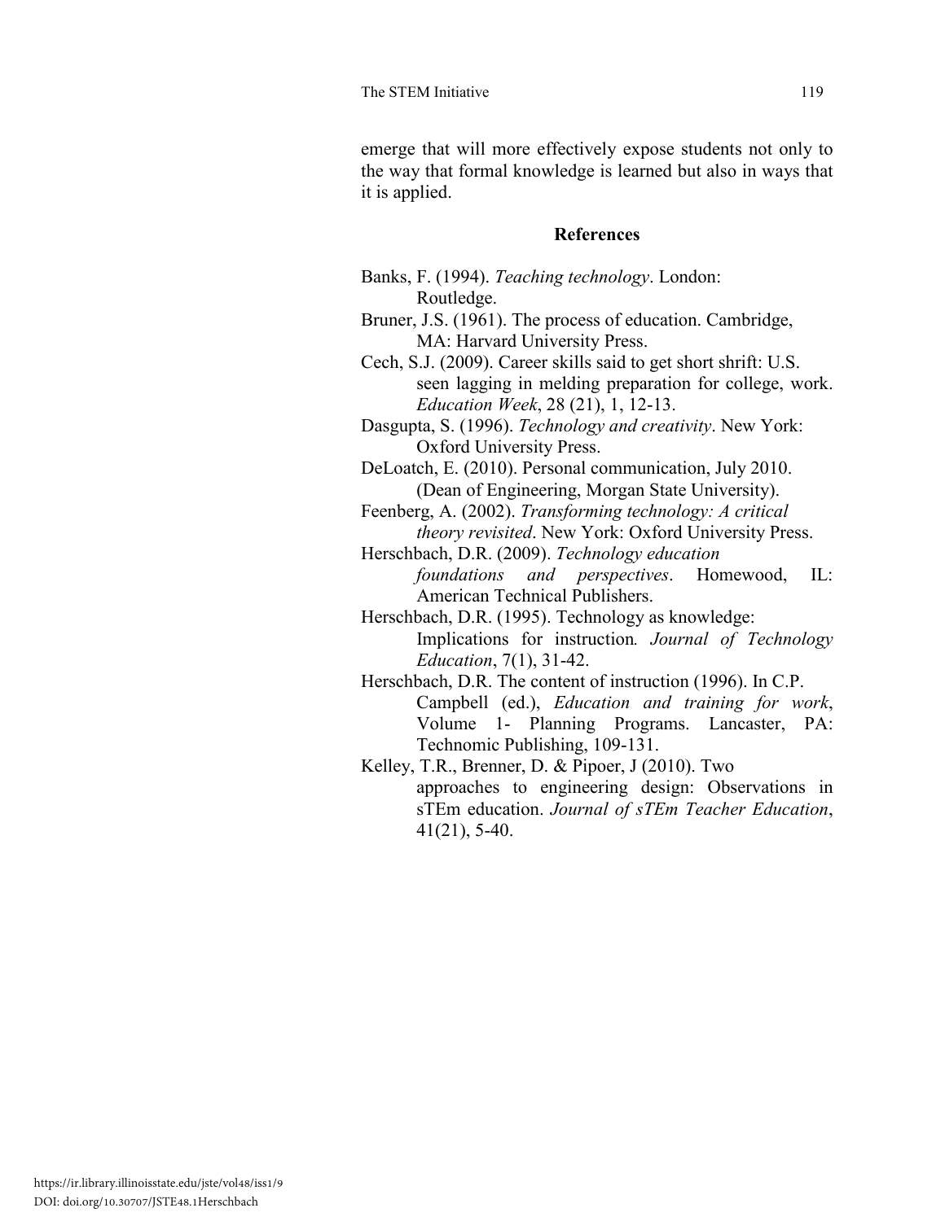emerge that will more effectively expose students not only to the way that formal knowledge is learned but also in ways that it is applied.

## References

Banks, F. (1994). *Teaching technology*. London: Routledge.

Bruner, J.S. (1961). The process of education. Cambridge, MA: Harvard University Press.

Cech, S.J. (2009). Career skills said to get short shrift: U.S. seen lagging in melding preparation for college, work. *Education Week*, 28 (21), 1, 12-13.

Dasgupta, S. (1996). *Technology and creativity*. New York: Oxford University Press.

DeLoatch, E. (2010). Personal communication, July 2010. (Dean of Engineering, Morgan State University).

Feenberg, A. (2002). *Transforming technology: A critical theory revisited*. New York: Oxford University Press.

Herschbach, D.R. (2009). *Technology education foundations and perspectives*. Homewood, IL: American Technical Publishers.

Herschbach, D.R. (1995). Technology as knowledge: Implications for instruction*. Journal of Technology Education*, 7(1), 31-42.

Herschbach, D.R. The content of instruction (1996). In C.P. Campbell (ed.), *Education and training for work*, Volume 1- Planning Programs. Lancaster, PA: Technomic Publishing, 109-131.

Kelley, T.R., Brenner, D. & Pipoer, J (2010). Two approaches to engineering design: Observations in sTEm education. *Journal of sTEm Teacher Education*, 41(21), 5-40.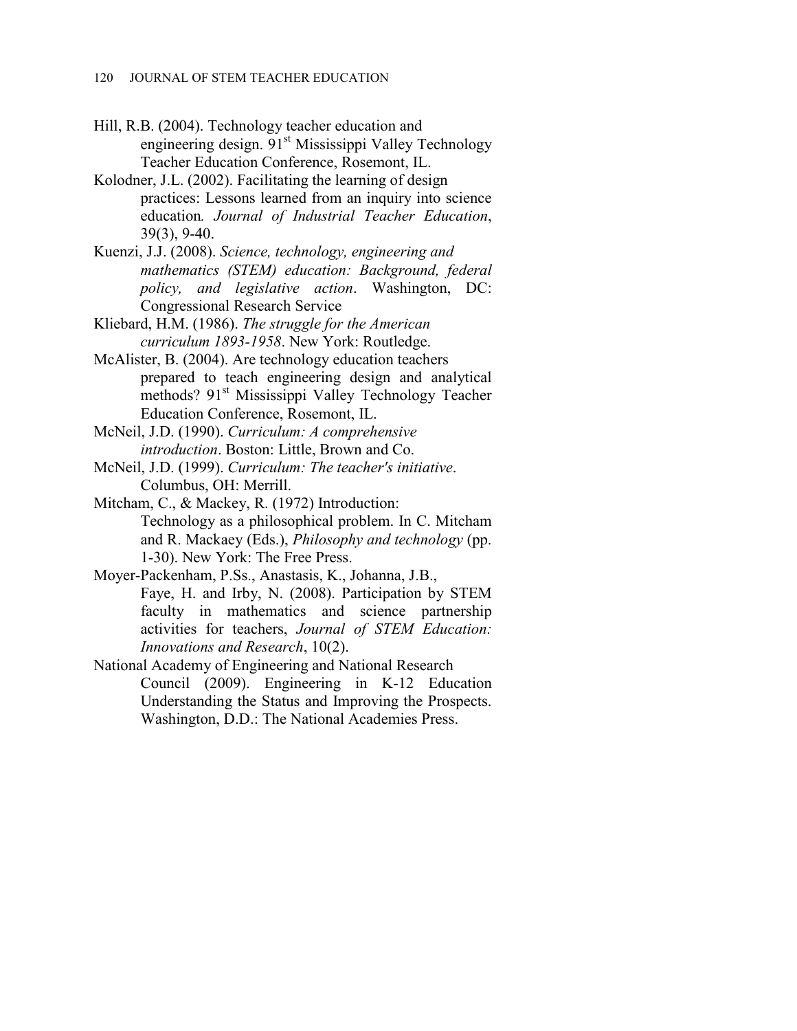Hill, R.B. (2004). Technology teacher education and engineering design. 91st Mississippi Valley Technology Teacher Education Conference, Rosemont, IL.

Kolodner, J.L. (2002). Facilitating the learning of design practices: Lessons learned from an inquiry into science education. *Journal of Industrial Teacher Education*, 39(3), 9-40.

Kuenzi, J.J. (2008). *Science, technology, engineering and mathematics (STEM) education: Background, federal policy, and legislative action*. Washington, DC: Congressional Research Service

Kliebard, H.M. (1986). *The struggle for the American curriculum 1893-1958*. New York: Routledge.

McAlister, B. (2004). Are technology education teachers prepared to teach engineering design and analytical methods? 91st Mississippi Valley Technology Teacher Education Conference, Rosemont, IL.

McNeil, J.D. (1990). *Curriculum: A comprehensive introduction*. Boston: Little, Brown and Co.

McNeil, J.D. (1999). *Curriculum: The teacher's initiative*. Columbus, OH: Merrill.

Mitcham, C., & Mackey, R. (1972) Introduction: Technology as a philosophical problem. In C. Mitcham and R. Mackaey (Eds.), *Philosophy and technology* (pp. 1-30). New York: The Free Press.

Moyer-Packenham, P.Ss., Anastasis, K., Johanna, J.B., Faye, H. and Irby, N. (2008). Participation by STEM faculty in mathematics and science partnership activities for teachers, *Journal of STEM Education: Innovations and Research*, 10(2).

National Academy of Engineering and National Research Council (2009). Engineering in K-12 Education Understanding the Status and Improving the Prospects. Washington, D.D.: The National Academies Press.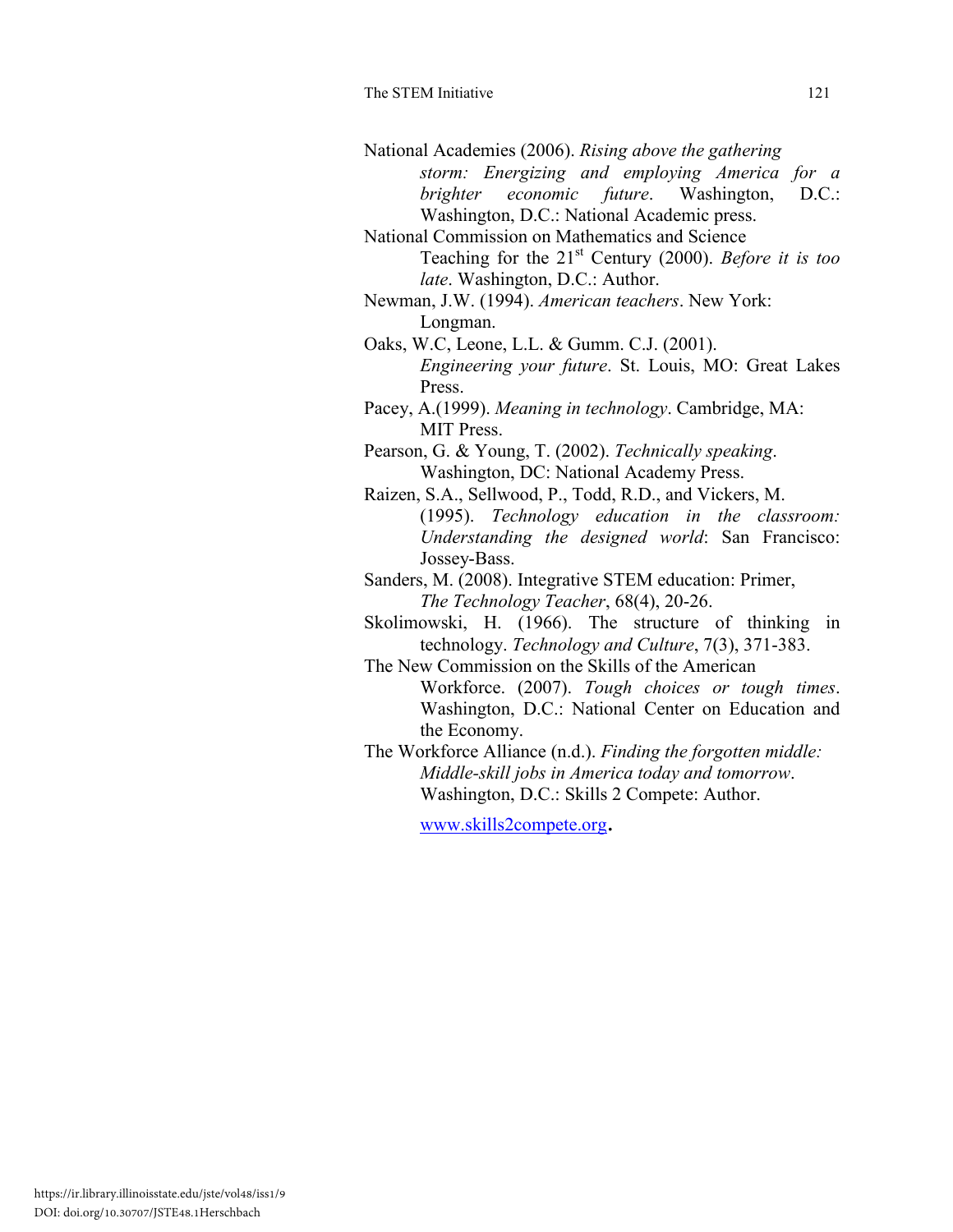National Academies (2006). *Rising above the gathering storm: Energizing and employing America for a brighter economic future*. Washington, D.C.: Washington, D.C.: National Academic press.

National Commission on Mathematics and Science Teaching for the 21st Century (2000). *Before it is too late*. Washington, D.C.: Author.

Newman, J.W. (1994). *American teachers*. New York: Longman.

Oaks, W.C, Leone, L.L. & Gumm. C.J. (2001). *Engineering your future*. St. Louis, MO: Great Lakes Press.

Pacey, A.(1999). *Meaning in technology*. Cambridge, MA: MIT Press.

Pearson, G. & Young, T. (2002). *Technically speaking*. Washington, DC: National Academy Press.

Raizen, S.A., Sellwood, P., Todd, R.D., and Vickers, M. (1995). *Technology education in the classroom: Understanding the designed world*: San Francisco: Jossey-Bass.

Sanders, M. (2008). Integrative STEM education: Primer, *The Technology Teacher*, 68(4), 20-26.

Skolimowski, H. (1966). The structure of thinking in technology. *Technology and Culture*, 7(3), 371-383.

The New Commission on the Skills of the American Workforce. (2007). *Tough choices or tough times*. Washington, D.C.: National Center on Education and the Economy.

The Workforce Alliance (n.d.). *Finding the forgotten middle: Middle-skill jobs in America today and tomorrow*. Washington, D.C.: Skills 2 Compete: Author.

www.skills2compete.org.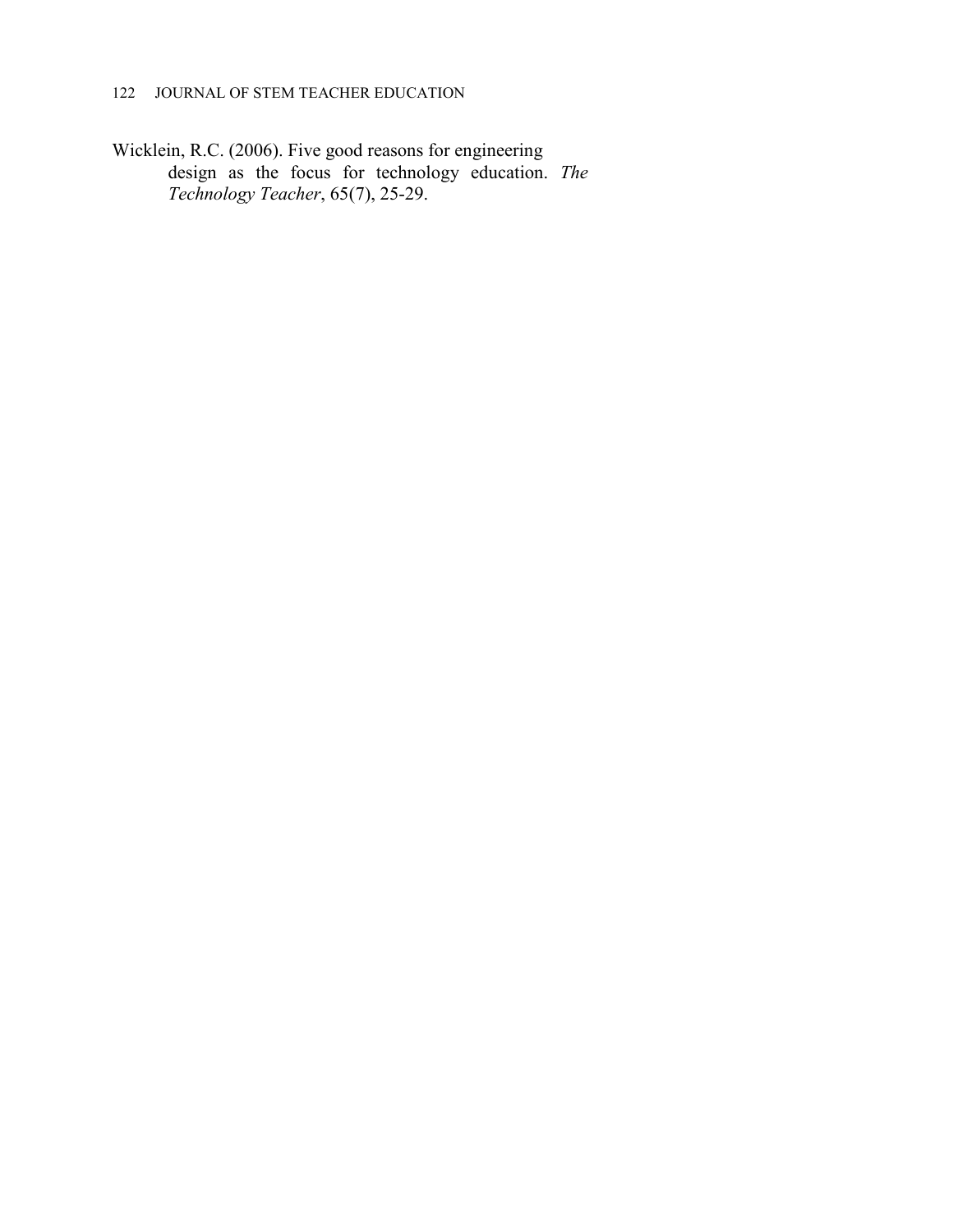Wicklein, R.C. (2006). Five good reasons for engineering design as the focus for technology education. *The Technology Teacher*, 65(7), 25-29.